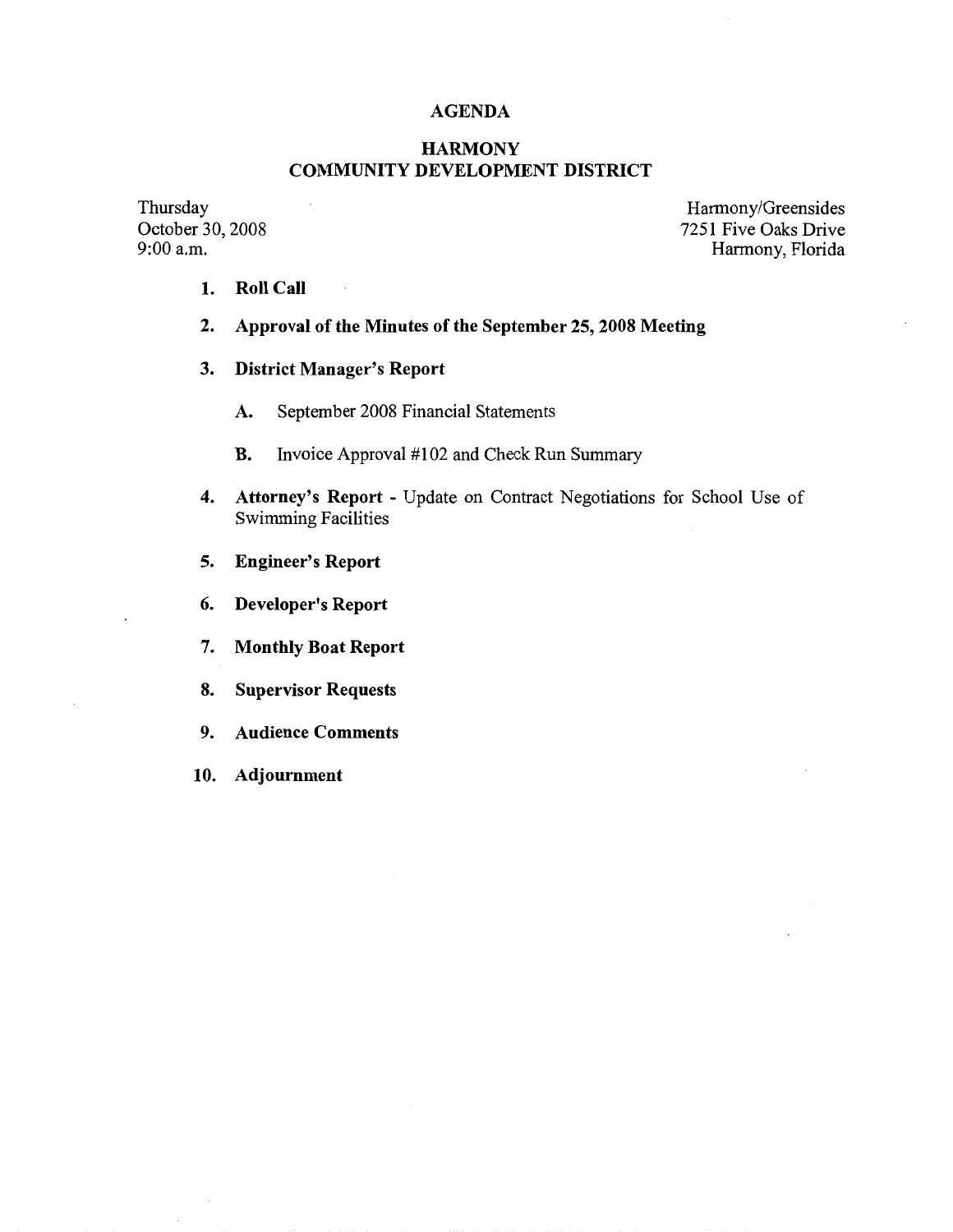# AGENDA

## HARMONY
## COMMUNITY DEVELOPMENT DISTRICT

Thursday
October 30, 2008
9:00 a.m.

Harmony/Greensides
7251 Five Oaks Drive
Harmony, Florida

1. **Roll Call**

2. **Approval of the Minutes of the September 25, 2008 Meeting**

3. **District Manager's Report**

   A. September 2008 Financial Statements

   B. Invoice Approval #102 and Check Run Summary

4. **Attorney's Report** - Update on Contract Negotiations for School Use of Swimming Facilities

5. **Engineer's Report**

6. **Developer's Report**

7. **Monthly Boat Report**

8. **Supervisor Requests**

9. **Audience Comments**

10. **Adjournment**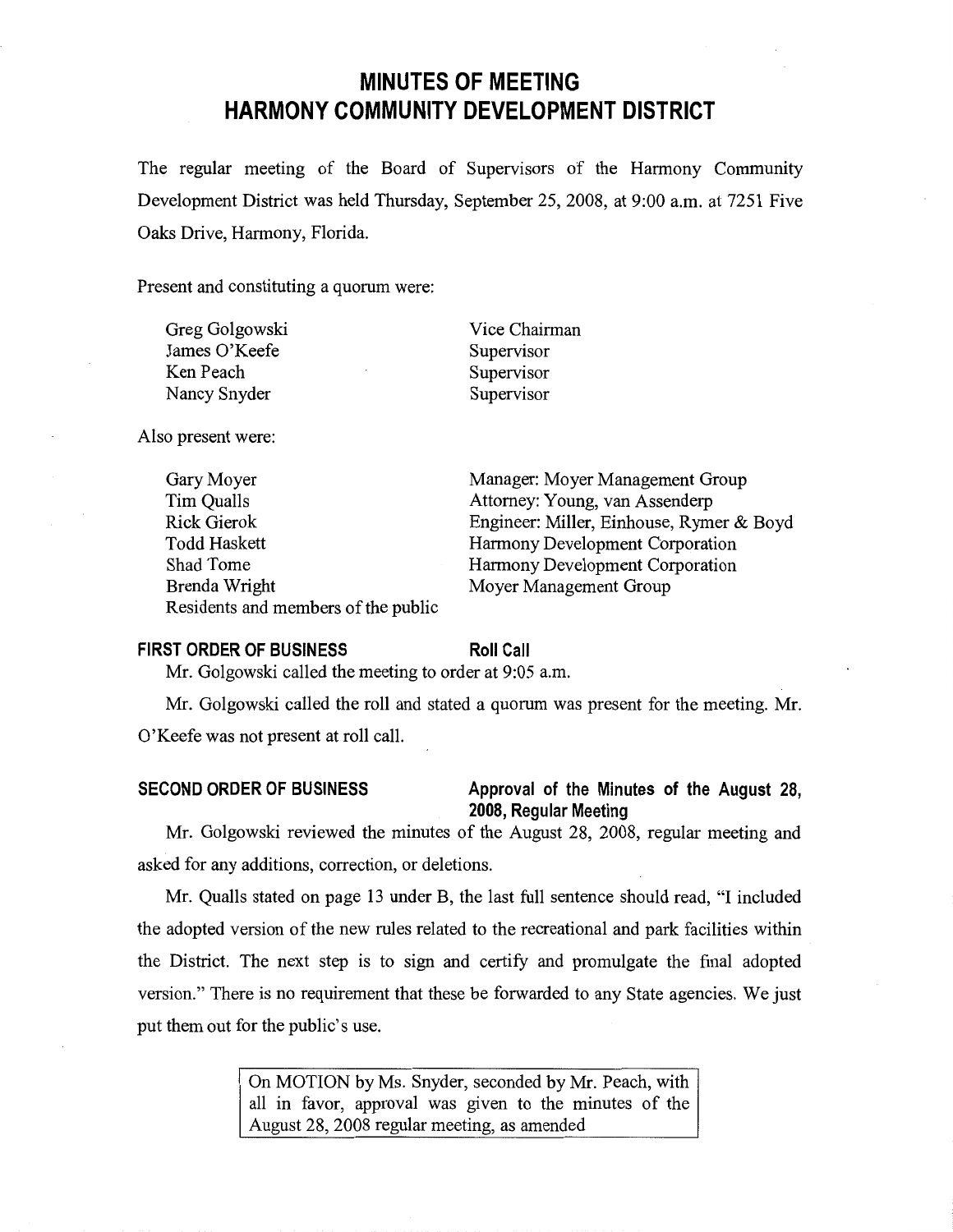# MINUTES OF MEETING
# HARMONY COMMUNITY DEVELOPMENT DISTRICT

The regular meeting of the Board of Supervisors of the Harmony Community Development District was held Thursday, September 25, 2008, at 9:00 a.m. at 7251 Five Oaks Drive, Harmony, Florida.

Present and constituting a quorum were:

| | |
|---|---|
| Greg Golgowski | Vice Chairman |
| James O'Keefe | Supervisor |
| Ken Peach | Supervisor |
| Nancy Snyder | Supervisor |

Also present were:

| | |
|---|---|
| Gary Moyer | Manager: Moyer Management Group |
| Tim Qualls | Attorney: Young, van Assenderp |
| Rick Gierok | Engineer: Miller, Einhouse, Rymer & Boyd |
| Todd Haskett | Harmony Development Corporation |
| Shad Tome | Harmony Development Corporation |
| Brenda Wright | Moyer Management Group |
| Residents and members of the public | |

**FIRST ORDER OF BUSINESS** **Roll Call**

Mr. Golgowski called the meeting to order at 9:05 a.m.

Mr. Golgowski called the roll and stated a quorum was present for the meeting. Mr. O'Keefe was not present at roll call.

**SECOND ORDER OF BUSINESS** **Approval of the Minutes of the August 28, 2008, Regular Meeting**

Mr. Golgowski reviewed the minutes of the August 28, 2008, regular meeting and asked for any additions, correction, or deletions.

Mr. Qualls stated on page 13 under B, the last full sentence should read, "I included the adopted version of the new rules related to the recreational and park facilities within the District. The next step is to sign and certify and promulgate the final adopted version." There is no requirement that these be forwarded to any State agencies. We just put them out for the public's use.

> On MOTION by Ms. Snyder, seconded by Mr. Peach, with all in favor, approval was given to the minutes of the August 28, 2008 regular meeting, as amended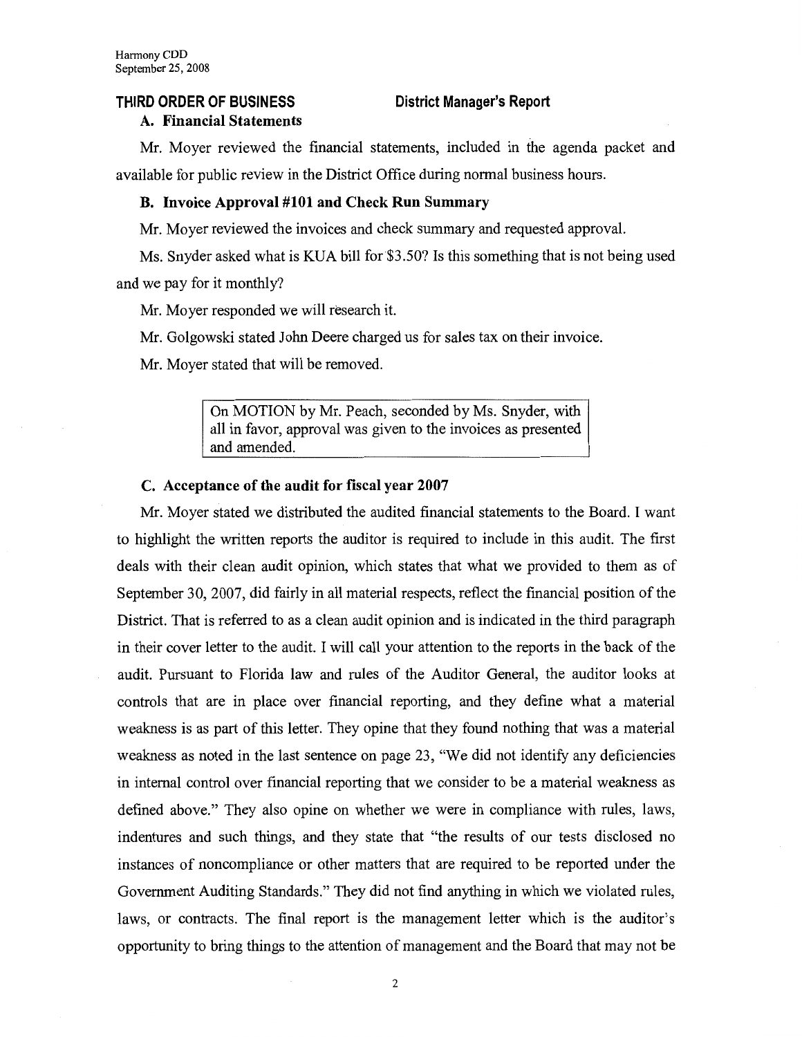## THIRD ORDER OF BUSINESS District Manager's Report

### A. Financial Statements

Mr. Moyer reviewed the financial statements, included in the agenda packet and available for public review in the District Office during normal business hours.

### B. Invoice Approval #101 and Check Run Summary

Mr. Moyer reviewed the invoices and check summary and requested approval.

Ms. Snyder asked what is KUA bill for $3.50? Is this something that is not being used and we pay for it monthly?

Mr. Moyer responded we will research it.

Mr. Golgowski stated John Deere charged us for sales tax on their invoice.

Mr. Moyer stated that will be removed.

> On MOTION by Mr. Peach, seconded by Ms. Snyder, with all in favor, approval was given to the invoices as presented and amended.

### C. Acceptance of the audit for fiscal year 2007

Mr. Moyer stated we distributed the audited financial statements to the Board. I want to highlight the written reports the auditor is required to include in this audit. The first deals with their clean audit opinion, which states that what we provided to them as of September 30, 2007, did fairly in all material respects, reflect the financial position of the District. That is referred to as a clean audit opinion and is indicated in the third paragraph in their cover letter to the audit. I will call your attention to the reports in the back of the audit. Pursuant to Florida law and rules of the Auditor General, the auditor looks at controls that are in place over financial reporting, and they define what a material weakness is as part of this letter. They opine that they found nothing that was a material weakness as noted in the last sentence on page 23, "We did not identify any deficiencies in internal control over financial reporting that we consider to be a material weakness as defined above." They also opine on whether we were in compliance with rules, laws, indentures and such things, and they state that "the results of our tests disclosed no instances of noncompliance or other matters that are required to be reported under the Government Auditing Standards." They did not find anything in which we violated rules, laws, or contracts. The final report is the management letter which is the auditor's opportunity to bring things to the attention of management and the Board that may not be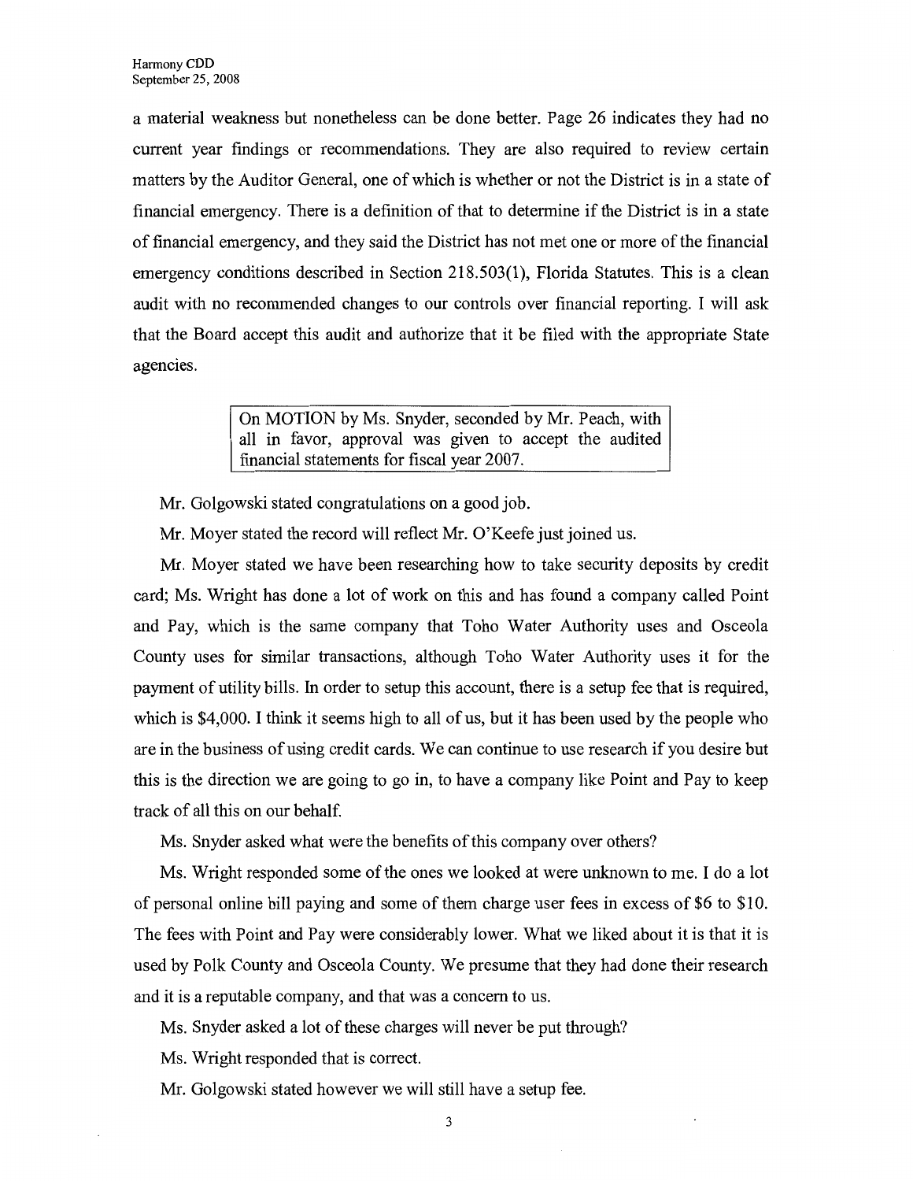a material weakness but nonetheless can be done better. Page 26 indicates they had no current year findings or recommendations. They are also required to review certain matters by the Auditor General, one of which is whether or not the District is in a state of financial emergency. There is a definition of that to determine if the District is in a state of financial emergency, and they said the District has not met one or more of the financial emergency conditions described in Section 218.503(1), Florida Statutes. This is a clean audit with no recommended changes to our controls over financial reporting. I will ask that the Board accept this audit and authorize that it be filed with the appropriate State agencies.

> On MOTION by Ms. Snyder, seconded by Mr. Peach, with all in favor, approval was given to accept the audited financial statements for fiscal year 2007.

Mr. Golgowski stated congratulations on a good job.

Mr. Moyer stated the record will reflect Mr. O'Keefe just joined us.

Mr. Moyer stated we have been researching how to take security deposits by credit card; Ms. Wright has done a lot of work on this and has found a company called Point and Pay, which is the same company that Toho Water Authority uses and Osceola County uses for similar transactions, although Toho Water Authority uses it for the payment of utility bills. In order to setup this account, there is a setup fee that is required, which is $4,000. I think it seems high to all of us, but it has been used by the people who are in the business of using credit cards. We can continue to use research if you desire but this is the direction we are going to go in, to have a company like Point and Pay to keep track of all this on our behalf.

Ms. Snyder asked what were the benefits of this company over others?

Ms. Wright responded some of the ones we looked at were unknown to me. I do a lot of personal online bill paying and some of them charge user fees in excess of $6 to $10. The fees with Point and Pay were considerably lower. What we liked about it is that it is used by Polk County and Osceola County. We presume that they had done their research and it is a reputable company, and that was a concern to us.

Ms. Snyder asked a lot of these charges will never be put through?

Ms. Wright responded that is correct.

Mr. Golgowski stated however we will still have a setup fee.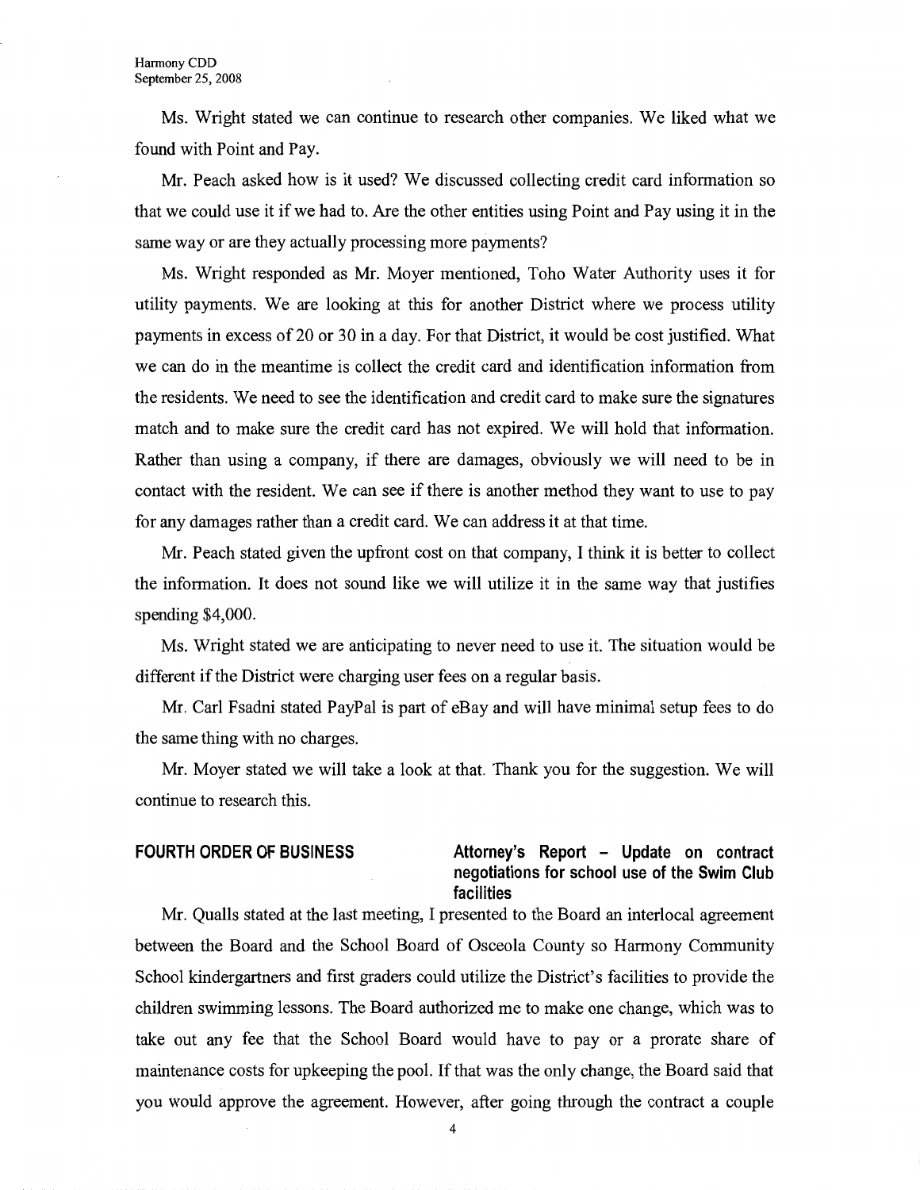Ms. Wright stated we can continue to research other companies. We liked what we found with Point and Pay.

Mr. Peach asked how is it used? We discussed collecting credit card information so that we could use it if we had to. Are the other entities using Point and Pay using it in the same way or are they actually processing more payments?

Ms. Wright responded as Mr. Moyer mentioned, Toho Water Authority uses it for utility payments. We are looking at this for another District where we process utility payments in excess of 20 or 30 in a day. For that District, it would be cost justified. What we can do in the meantime is collect the credit card and identification information from the residents. We need to see the identification and credit card to make sure the signatures match and to make sure the credit card has not expired. We will hold that information. Rather than using a company, if there are damages, obviously we will need to be in contact with the resident. We can see if there is another method they want to use to pay for any damages rather than a credit card. We can address it at that time.

Mr. Peach stated given the upfront cost on that company, I think it is better to collect the information. It does not sound like we will utilize it in the same way that justifies spending $4,000.

Ms. Wright stated we are anticipating to never need to use it. The situation would be different if the District were charging user fees on a regular basis.

Mr. Carl Fsadni stated PayPal is part of eBay and will have minimal setup fees to do the same thing with no charges.

Mr. Moyer stated we will take a look at that. Thank you for the suggestion. We will continue to research this.

**FOURTH ORDER OF BUSINESS** **Attorney's Report – Update on contract negotiations for school use of the Swim Club facilities**

Mr. Qualls stated at the last meeting, I presented to the Board an interlocal agreement between the Board and the School Board of Osceola County so Harmony Community School kindergartners and first graders could utilize the District's facilities to provide the children swimming lessons. The Board authorized me to make one change, which was to take out any fee that the School Board would have to pay or a prorate share of maintenance costs for upkeeping the pool. If that was the only change, the Board said that you would approve the agreement. However, after going through the contract a couple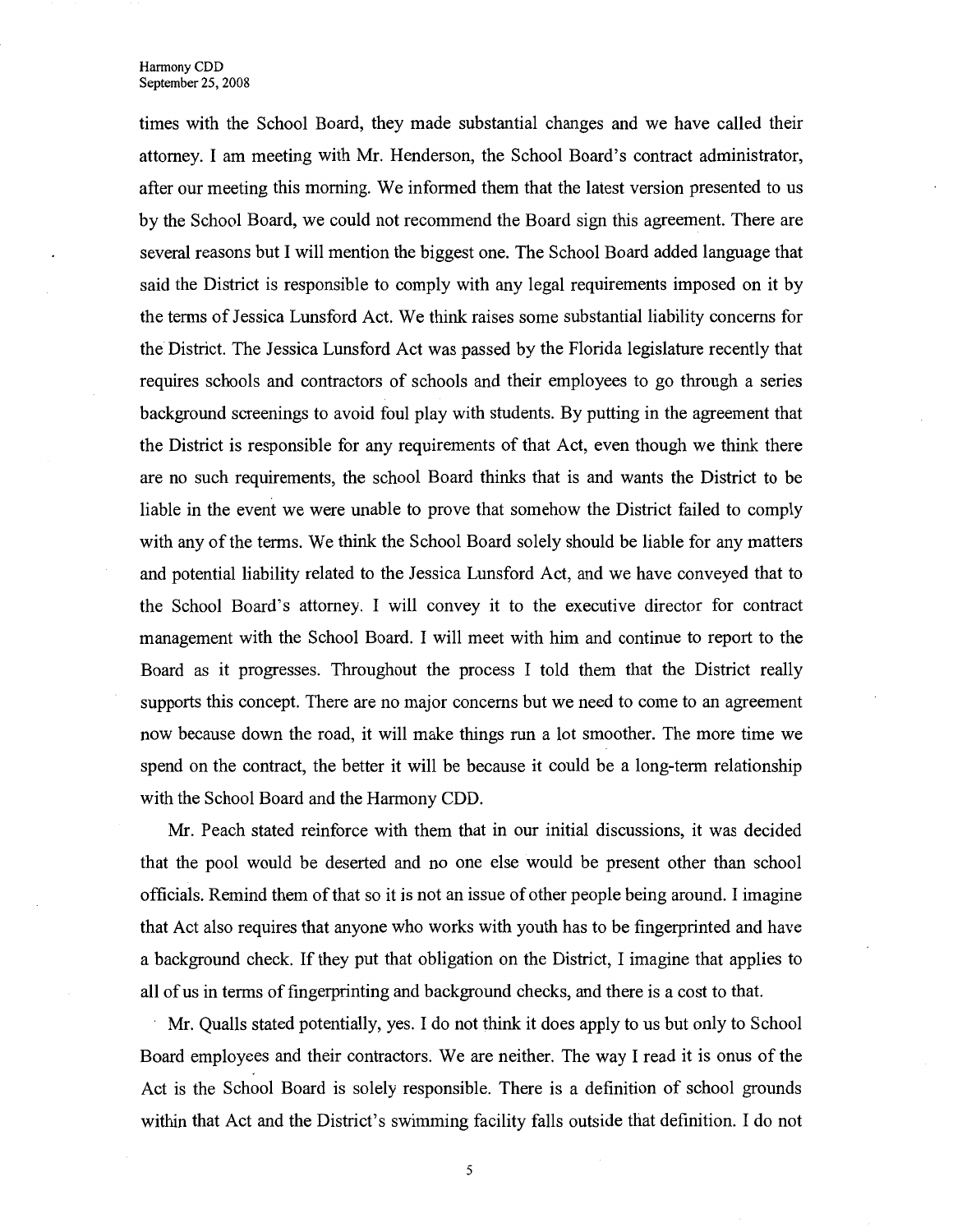times with the School Board, they made substantial changes and we have called their attorney. I am meeting with Mr. Henderson, the School Board's contract administrator, after our meeting this morning. We informed them that the latest version presented to us by the School Board, we could not recommend the Board sign this agreement. There are several reasons but I will mention the biggest one. The School Board added language that said the District is responsible to comply with any legal requirements imposed on it by the terms of Jessica Lunsford Act. We think raises some substantial liability concerns for the District. The Jessica Lunsford Act was passed by the Florida legislature recently that requires schools and contractors of schools and their employees to go through a series background screenings to avoid foul play with students. By putting in the agreement that the District is responsible for any requirements of that Act, even though we think there are no such requirements, the school Board thinks that is and wants the District to be liable in the event we were unable to prove that somehow the District failed to comply with any of the terms. We think the School Board solely should be liable for any matters and potential liability related to the Jessica Lunsford Act, and we have conveyed that to the School Board's attorney. I will convey it to the executive director for contract management with the School Board. I will meet with him and continue to report to the Board as it progresses. Throughout the process I told them that the District really supports this concept. There are no major concerns but we need to come to an agreement now because down the road, it will make things run a lot smoother. The more time we spend on the contract, the better it will be because it could be a long-term relationship with the School Board and the Harmony CDD.

Mr. Peach stated reinforce with them that in our initial discussions, it was decided that the pool would be deserted and no one else would be present other than school officials. Remind them of that so it is not an issue of other people being around. I imagine that Act also requires that anyone who works with youth has to be fingerprinted and have a background check. If they put that obligation on the District, I imagine that applies to all of us in terms of fingerprinting and background checks, and there is a cost to that.

Mr. Qualls stated potentially, yes. I do not think it does apply to us but only to School Board employees and their contractors. We are neither. The way I read it is onus of the Act is the School Board is solely responsible. There is a definition of school grounds within that Act and the District's swimming facility falls outside that definition. I do not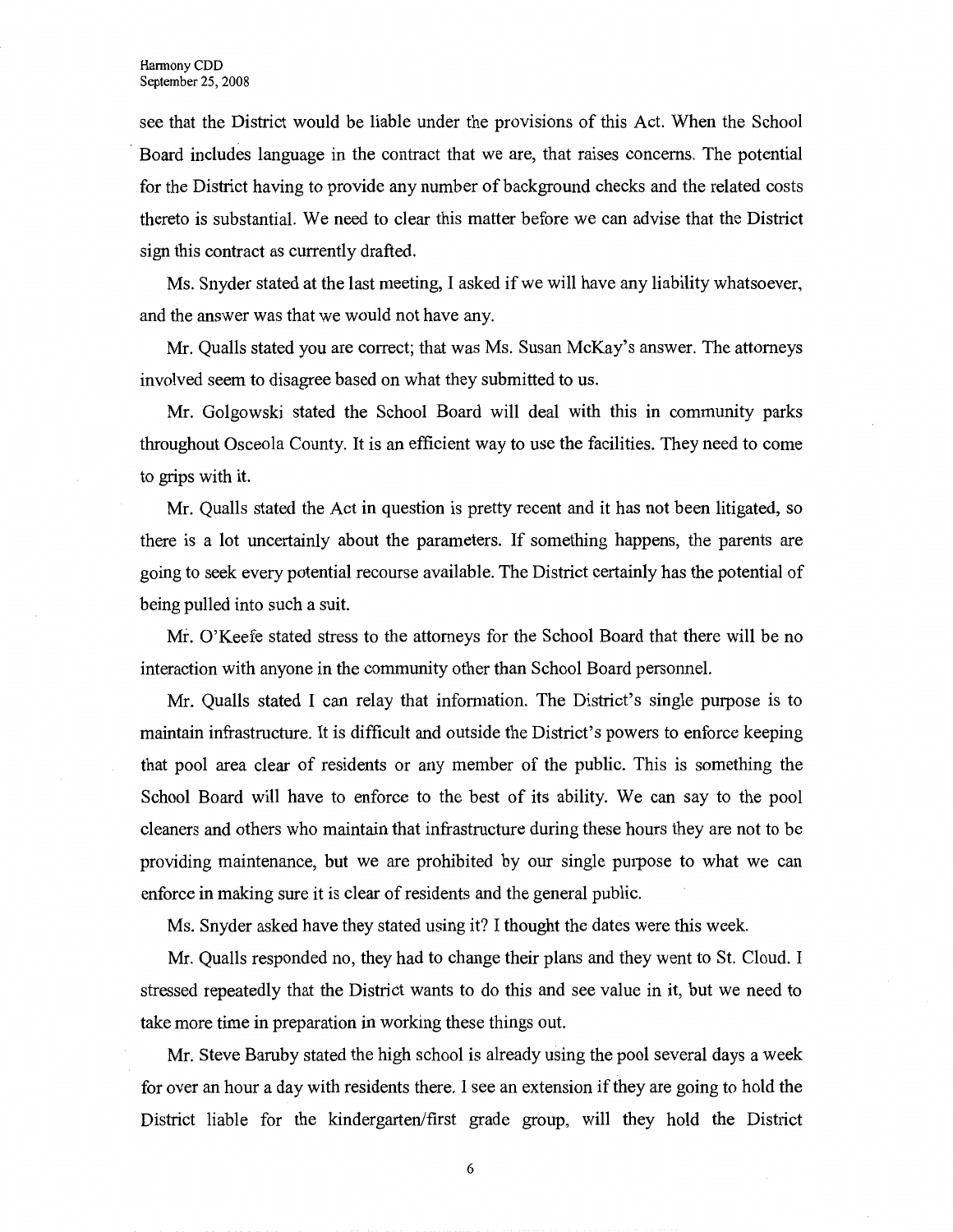see that the District would be liable under the provisions of this Act. When the School Board includes language in the contract that we are, that raises concerns. The potential for the District having to provide any number of background checks and the related costs thereto is substantial. We need to clear this matter before we can advise that the District sign this contract as currently drafted.

Ms. Snyder stated at the last meeting, I asked if we will have any liability whatsoever, and the answer was that we would not have any.

Mr. Qualls stated you are correct; that was Ms. Susan McKay's answer. The attorneys involved seem to disagree based on what they submitted to us.

Mr. Golgowski stated the School Board will deal with this in community parks throughout Osceola County. It is an efficient way to use the facilities. They need to come to grips with it.

Mr. Qualls stated the Act in question is pretty recent and it has not been litigated, so there is a lot uncertainly about the parameters. If something happens, the parents are going to seek every potential recourse available. The District certainly has the potential of being pulled into such a suit.

Mr. O'Keefe stated stress to the attorneys for the School Board that there will be no interaction with anyone in the community other than School Board personnel.

Mr. Qualls stated I can relay that information. The District's single purpose is to maintain infrastructure. It is difficult and outside the District's powers to enforce keeping that pool area clear of residents or any member of the public. This is something the School Board will have to enforce to the best of its ability. We can say to the pool cleaners and others who maintain that infrastructure during these hours they are not to be providing maintenance, but we are prohibited by our single purpose to what we can enforce in making sure it is clear of residents and the general public.

Ms. Snyder asked have they stated using it? I thought the dates were this week.

Mr. Qualls responded no, they had to change their plans and they went to St. Cloud. I stressed repeatedly that the District wants to do this and see value in it, but we need to take more time in preparation in working these things out.

Mr. Steve Baruby stated the high school is already using the pool several days a week for over an hour a day with residents there. I see an extension if they are going to hold the District liable for the kindergarten/first grade group, will they hold the District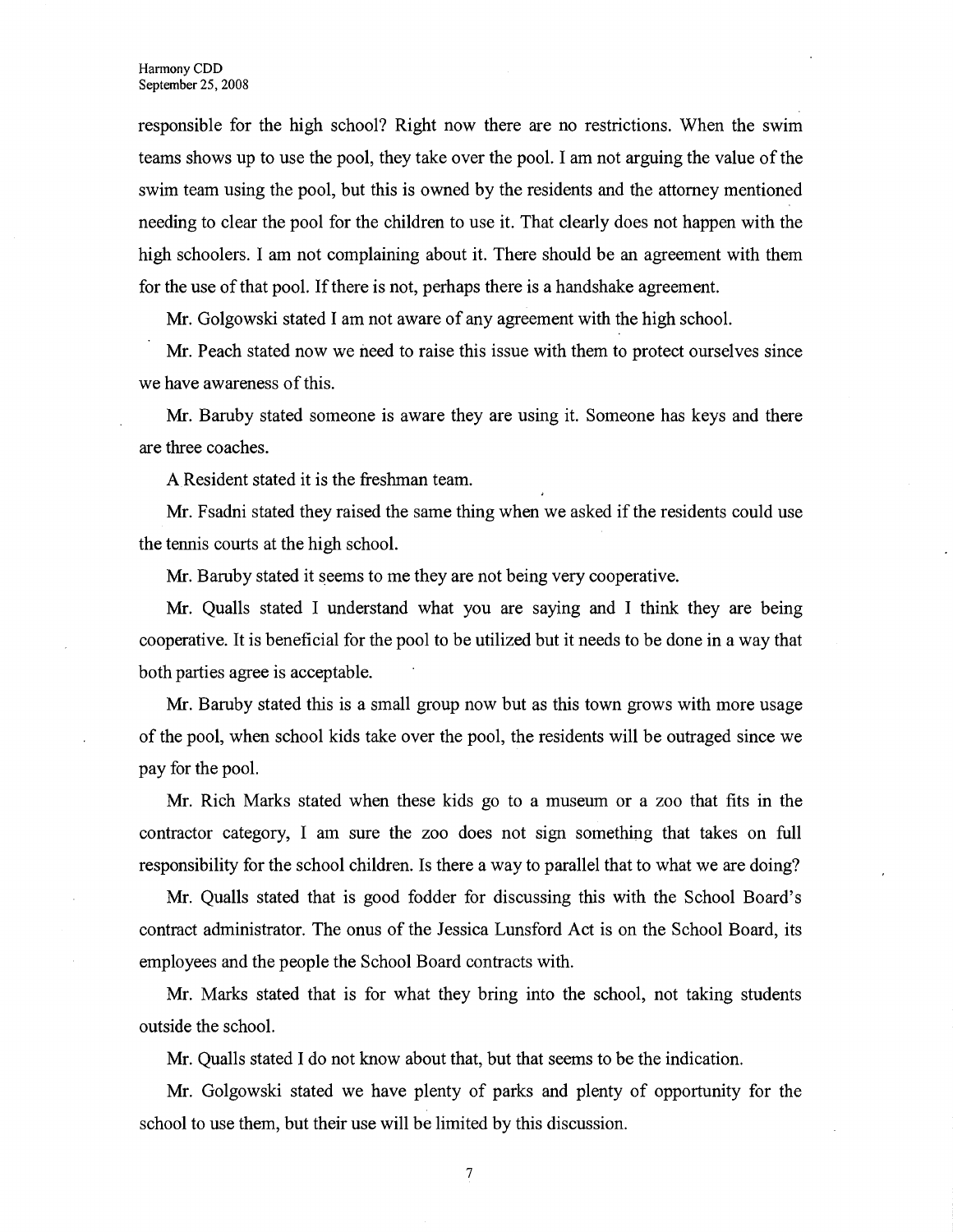responsible for the high school? Right now there are no restrictions. When the swim teams shows up to use the pool, they take over the pool. I am not arguing the value of the swim team using the pool, but this is owned by the residents and the attorney mentioned needing to clear the pool for the children to use it. That clearly does not happen with the high schoolers. I am not complaining about it. There should be an agreement with them for the use of that pool. If there is not, perhaps there is a handshake agreement.

Mr. Golgowski stated I am not aware of any agreement with the high school.

Mr. Peach stated now we need to raise this issue with them to protect ourselves since we have awareness of this.

Mr. Baruby stated someone is aware they are using it. Someone has keys and there are three coaches.

A Resident stated it is the freshman team.

Mr. Fsadni stated they raised the same thing when we asked if the residents could use the tennis courts at the high school.

Mr. Baruby stated it seems to me they are not being very cooperative.

Mr. Qualls stated I understand what you are saying and I think they are being cooperative. It is beneficial for the pool to be utilized but it needs to be done in a way that both parties agree is acceptable.

Mr. Baruby stated this is a small group now but as this town grows with more usage of the pool, when school kids take over the pool, the residents will be outraged since we pay for the pool.

Mr. Rich Marks stated when these kids go to a museum or a zoo that fits in the contractor category, I am sure the zoo does not sign something that takes on full responsibility for the school children. Is there a way to parallel that to what we are doing?

Mr. Qualls stated that is good fodder for discussing this with the School Board's contract administrator. The onus of the Jessica Lunsford Act is on the School Board, its employees and the people the School Board contracts with.

Mr. Marks stated that is for what they bring into the school, not taking students outside the school.

Mr. Qualls stated I do not know about that, but that seems to be the indication.

Mr. Golgowski stated we have plenty of parks and plenty of opportunity for the school to use them, but their use will be limited by this discussion.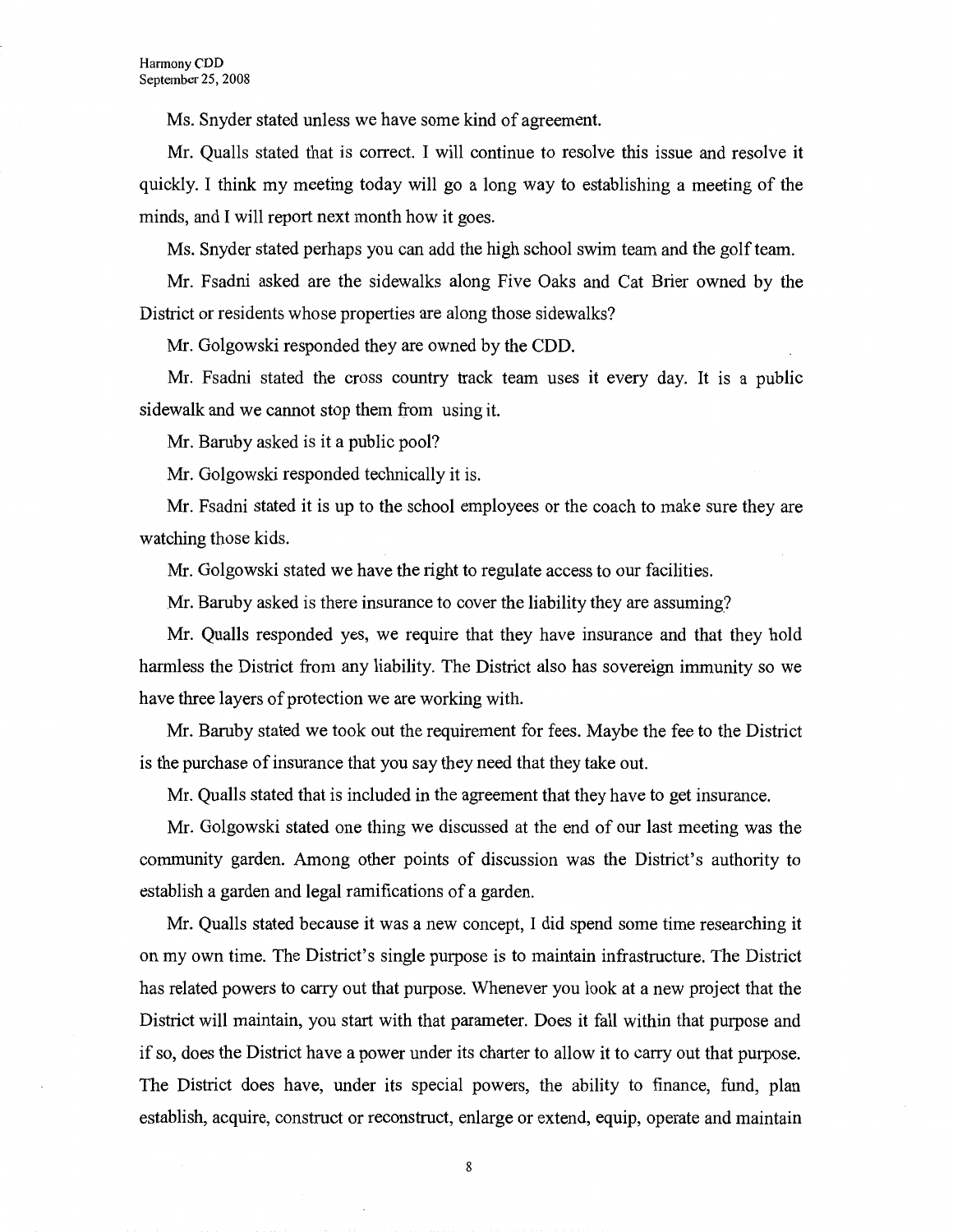Ms. Snyder stated unless we have some kind of agreement.

Mr. Qualls stated that is correct. I will continue to resolve this issue and resolve it quickly. I think my meeting today will go a long way to establishing a meeting of the minds, and I will report next month how it goes.

Ms. Snyder stated perhaps you can add the high school swim team and the golf team.

Mr. Fsadni asked are the sidewalks along Five Oaks and Cat Brier owned by the District or residents whose properties are along those sidewalks?

Mr. Golgowski responded they are owned by the CDD.

Mr. Fsadni stated the cross country track team uses it every day. It is a public sidewalk and we cannot stop them from using it.

Mr. Baruby asked is it a public pool?

Mr. Golgowski responded technically it is.

Mr. Fsadni stated it is up to the school employees or the coach to make sure they are watching those kids.

Mr. Golgowski stated we have the right to regulate access to our facilities.

Mr. Baruby asked is there insurance to cover the liability they are assuming?

Mr. Qualls responded yes, we require that they have insurance and that they hold harmless the District from any liability. The District also has sovereign immunity so we have three layers of protection we are working with.

Mr. Baruby stated we took out the requirement for fees. Maybe the fee to the District is the purchase of insurance that you say they need that they take out.

Mr. Qualls stated that is included in the agreement that they have to get insurance.

Mr. Golgowski stated one thing we discussed at the end of our last meeting was the community garden. Among other points of discussion was the District's authority to establish a garden and legal ramifications of a garden.

Mr. Qualls stated because it was a new concept, I did spend some time researching it on my own time. The District's single purpose is to maintain infrastructure. The District has related powers to carry out that purpose. Whenever you look at a new project that the District will maintain, you start with that parameter. Does it fall within that purpose and if so, does the District have a power under its charter to allow it to carry out that purpose. The District does have, under its special powers, the ability to finance, fund, plan establish, acquire, construct or reconstruct, enlarge or extend, equip, operate and maintain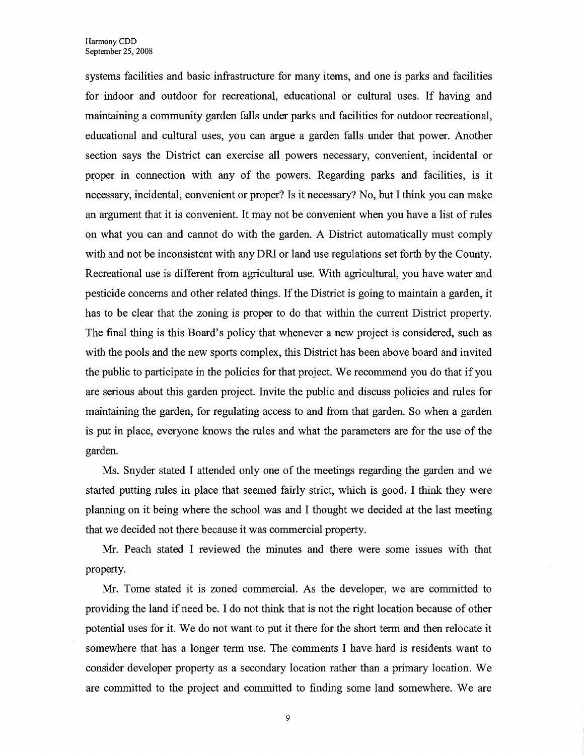systems facilities and basic infrastructure for many items, and one is parks and facilities for indoor and outdoor for recreational, educational or cultural uses. If having and maintaining a community garden falls under parks and facilities for outdoor recreational, educational and cultural uses, you can argue a garden falls under that power. Another section says the District can exercise all powers necessary, convenient, incidental or proper in connection with any of the powers. Regarding parks and facilities, is it necessary, incidental, convenient or proper? Is it necessary? No, but I think you can make an argument that it is convenient. It may not be convenient when you have a list of rules on what you can and cannot do with the garden. A District automatically must comply with and not be inconsistent with any DRI or land use regulations set forth by the County. Recreational use is different from agricultural use. With agricultural, you have water and pesticide concerns and other related things. If the District is going to maintain a garden, it has to be clear that the zoning is proper to do that within the current District property. The final thing is this Board's policy that whenever a new project is considered, such as with the pools and the new sports complex, this District has been above board and invited the public to participate in the policies for that project. We recommend you do that if you are serious about this garden project. Invite the public and discuss policies and rules for maintaining the garden, for regulating access to and from that garden. So when a garden is put in place, everyone knows the rules and what the parameters are for the use of the garden.

Ms. Snyder stated I attended only one of the meetings regarding the garden and we started putting rules in place that seemed fairly strict, which is good. I think they were planning on it being where the school was and I thought we decided at the last meeting that we decided not there because it was commercial property.

Mr. Peach stated I reviewed the minutes and there were some issues with that property.

Mr. Tome stated it is zoned commercial. As the developer, we are committed to providing the land if need be. I do not think that is not the right location because of other potential uses for it. We do not want to put it there for the short term and then relocate it somewhere that has a longer term use. The comments I have hard is residents want to consider developer property as a secondary location rather than a primary location. We are committed to the project and committed to finding some land somewhere. We are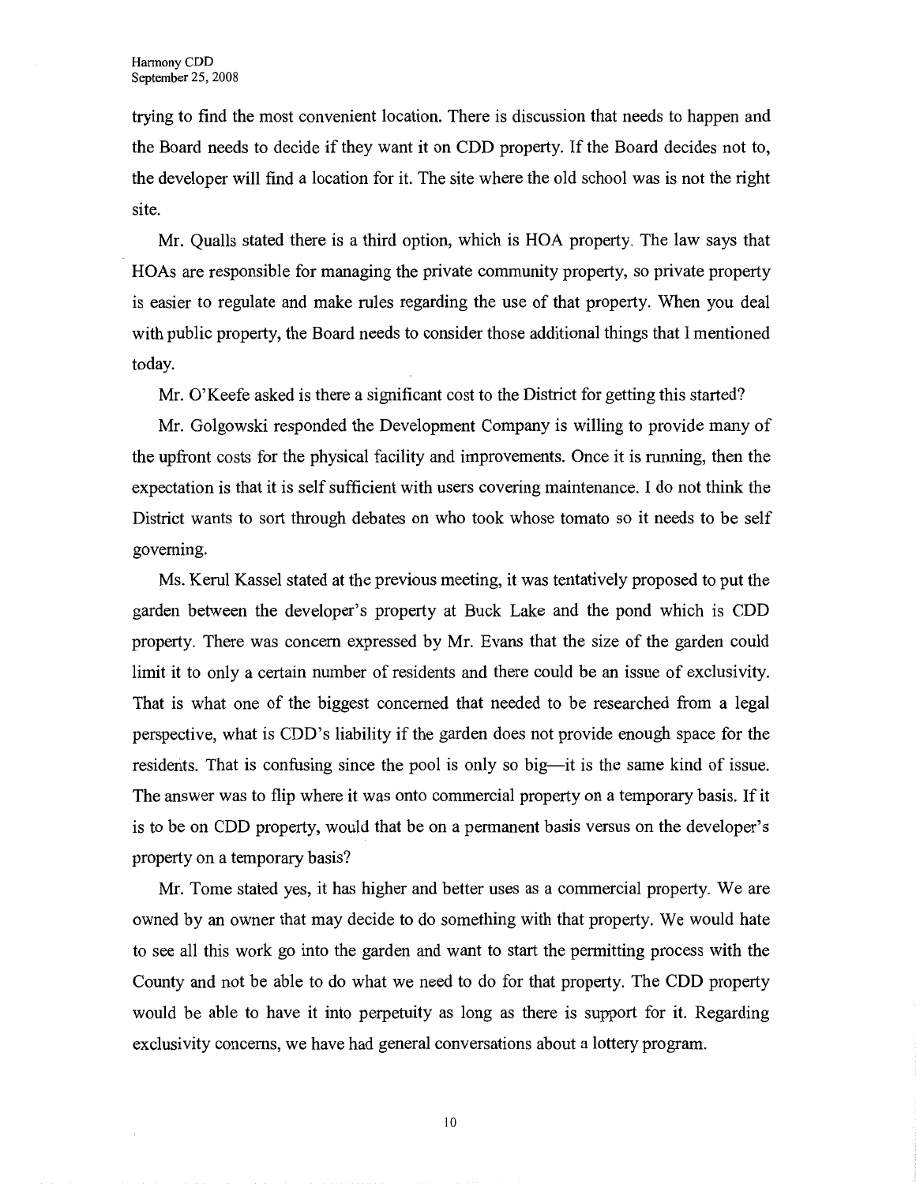trying to find the most convenient location. There is discussion that needs to happen and the Board needs to decide if they want it on CDD property. If the Board decides not to, the developer will find a location for it. The site where the old school was is not the right site.

Mr. Qualls stated there is a third option, which is HOA property. The law says that HOAs are responsible for managing the private community property, so private property is easier to regulate and make rules regarding the use of that property. When you deal with public property, the Board needs to consider those additional things that I mentioned today.

Mr. O'Keefe asked is there a significant cost to the District for getting this started?

Mr. Golgowski responded the Development Company is willing to provide many of the upfront costs for the physical facility and improvements. Once it is running, then the expectation is that it is self sufficient with users covering maintenance. I do not think the District wants to sort through debates on who took whose tomato so it needs to be self governing.

Ms. Kerul Kassel stated at the previous meeting, it was tentatively proposed to put the garden between the developer's property at Buck Lake and the pond which is CDD property. There was concern expressed by Mr. Evans that the size of the garden could limit it to only a certain number of residents and there could be an issue of exclusivity. That is what one of the biggest concerned that needed to be researched from a legal perspective, what is CDD's liability if the garden does not provide enough space for the residents. That is confusing since the pool is only so big—it is the same kind of issue. The answer was to flip where it was onto commercial property on a temporary basis. If it is to be on CDD property, would that be on a permanent basis versus on the developer's property on a temporary basis?

Mr. Tome stated yes, it has higher and better uses as a commercial property. We are owned by an owner that may decide to do something with that property. We would hate to see all this work go into the garden and want to start the permitting process with the County and not be able to do what we need to do for that property. The CDD property would be able to have it into perpetuity as long as there is support for it. Regarding exclusivity concerns, we have had general conversations about a lottery program.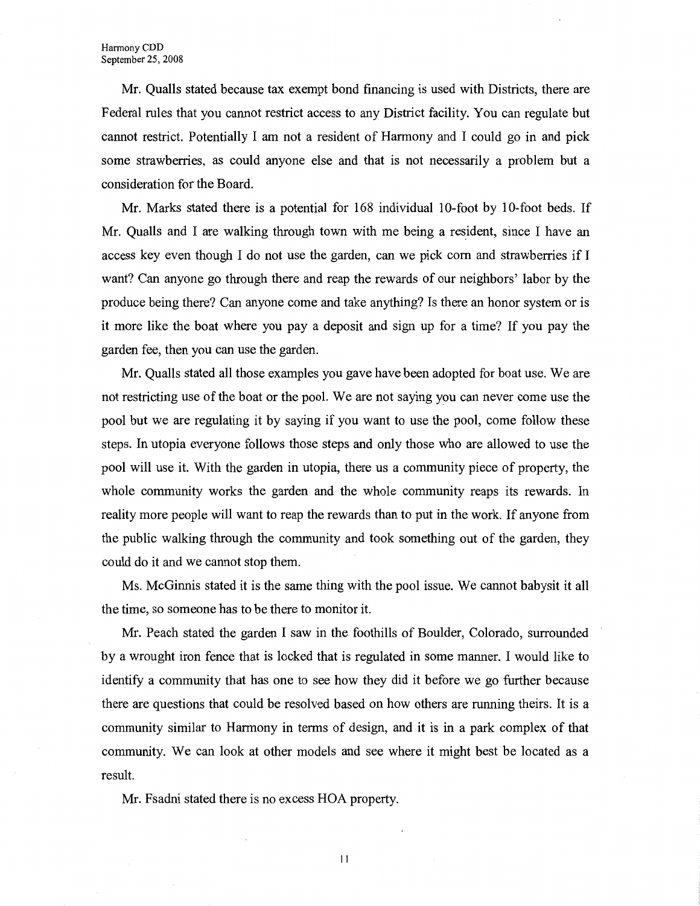Mr. Qualls stated because tax exempt bond financing is used with Districts, there are Federal rules that you cannot restrict access to any District facility. You can regulate but cannot restrict. Potentially I am not a resident of Harmony and I could go in and pick some strawberries, as could anyone else and that is not necessarily a problem but a consideration for the Board.

Mr. Marks stated there is a potential for 168 individual 10-foot by 10-foot beds. If Mr. Qualls and I are walking through town with me being a resident, since I have an access key even though I do not use the garden, can we pick corn and strawberries if I want? Can anyone go through there and reap the rewards of our neighbors' labor by the produce being there? Can anyone come and take anything? Is there an honor system or is it more like the boat where you pay a deposit and sign up for a time? If you pay the garden fee, then you can use the garden.

Mr. Qualls stated all those examples you gave have been adopted for boat use. We are not restricting use of the boat or the pool. We are not saying you can never come use the pool but we are regulating it by saying if you want to use the pool, come follow these steps. In utopia everyone follows those steps and only those who are allowed to use the pool will use it. With the garden in utopia, there us a community piece of property, the whole community works the garden and the whole community reaps its rewards. In reality more people will want to reap the rewards than to put in the work. If anyone from the public walking through the community and took something out of the garden, they could do it and we cannot stop them.

Ms. McGinnis stated it is the same thing with the pool issue. We cannot babysit it all the time, so someone has to be there to monitor it.

Mr. Peach stated the garden I saw in the foothills of Boulder, Colorado, surrounded by a wrought iron fence that is locked that is regulated in some manner. I would like to identify a community that has one to see how they did it before we go further because there are questions that could be resolved based on how others are running theirs. It is a community similar to Harmony in terms of design, and it is in a park complex of that community. We can look at other models and see where it might best be located as a result.

Mr. Fsadni stated there is no excess HOA property.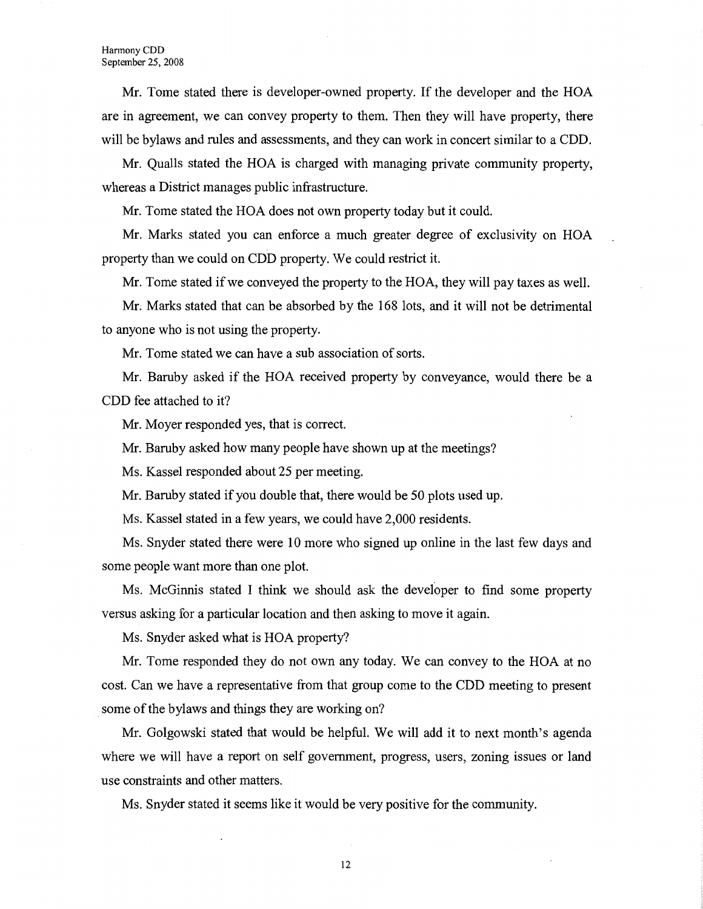Mr. Tome stated there is developer-owned property. If the developer and the HOA are in agreement, we can convey property to them. Then they will have property, there will be bylaws and rules and assessments, and they can work in concert similar to a CDD.

Mr. Qualls stated the HOA is charged with managing private community property, whereas a District manages public infrastructure.

Mr. Tome stated the HOA does not own property today but it could.

Mr. Marks stated you can enforce a much greater degree of exclusivity on HOA property than we could on CDD property. We could restrict it.

Mr. Tome stated if we conveyed the property to the HOA, they will pay taxes as well.

Mr. Marks stated that can be absorbed by the 168 lots, and it will not be detrimental to anyone who is not using the property.

Mr. Tome stated we can have a sub association of sorts.

Mr. Baruby asked if the HOA received property by conveyance, would there be a CDD fee attached to it?

Mr. Moyer responded yes, that is correct.

Mr. Baruby asked how many people have shown up at the meetings?

Ms. Kassel responded about 25 per meeting.

Mr. Baruby stated if you double that, there would be 50 plots used up.

Ms. Kassel stated in a few years, we could have 2,000 residents.

Ms. Snyder stated there were 10 more who signed up online in the last few days and some people want more than one plot.

Ms. McGinnis stated I think we should ask the developer to find some property versus asking for a particular location and then asking to move it again.

Ms. Snyder asked what is HOA property?

Mr. Tome responded they do not own any today. We can convey to the HOA at no cost. Can we have a representative from that group come to the CDD meeting to present some of the bylaws and things they are working on?

Mr. Golgowski stated that would be helpful. We will add it to next month's agenda where we will have a report on self government, progress, users, zoning issues or land use constraints and other matters.

Ms. Snyder stated it seems like it would be very positive for the community.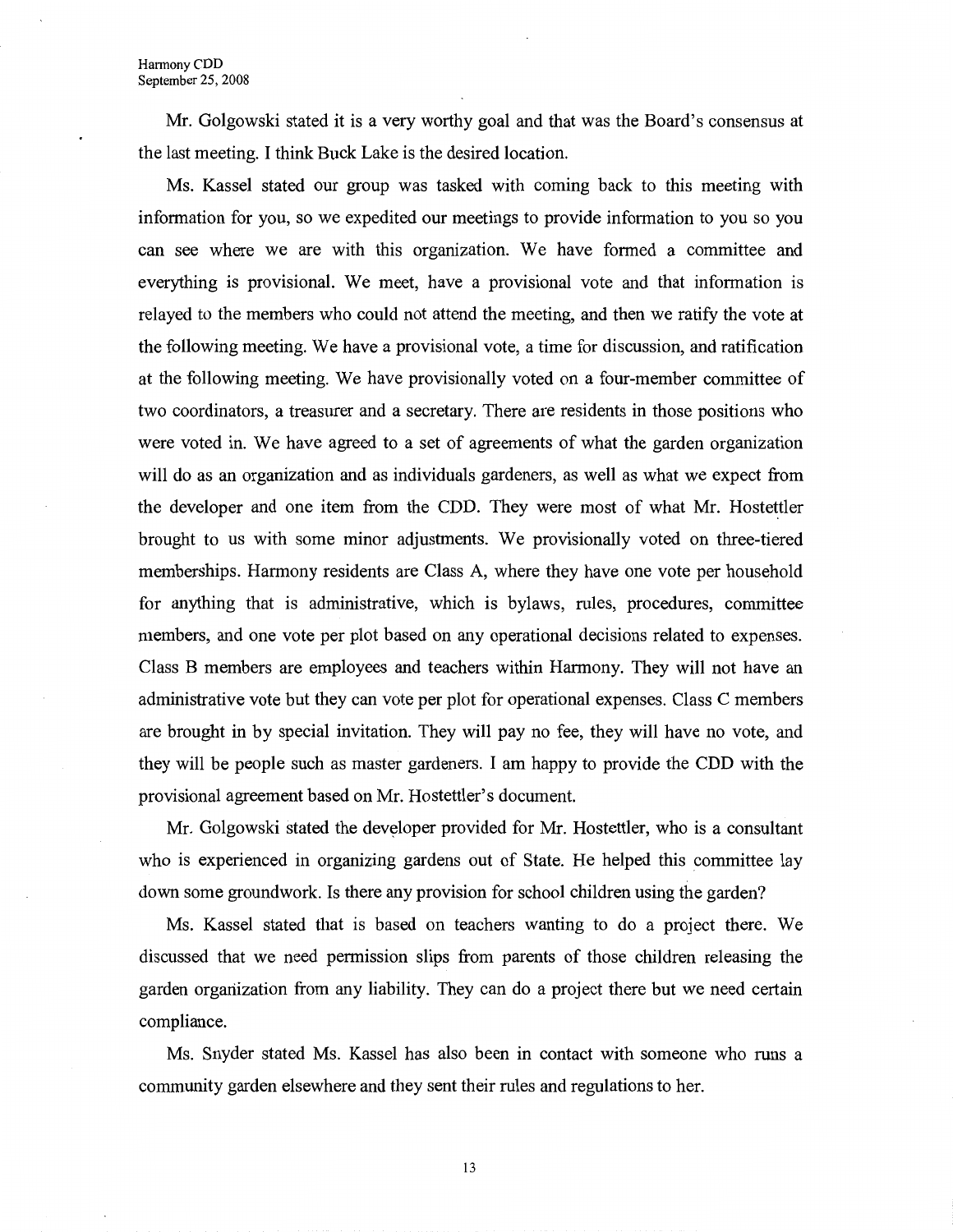Mr. Golgowski stated it is a very worthy goal and that was the Board's consensus at the last meeting. I think Buck Lake is the desired location.

Ms. Kassel stated our group was tasked with coming back to this meeting with information for you, so we expedited our meetings to provide information to you so you can see where we are with this organization. We have formed a committee and everything is provisional. We meet, have a provisional vote and that information is relayed to the members who could not attend the meeting, and then we ratify the vote at the following meeting. We have a provisional vote, a time for discussion, and ratification at the following meeting. We have provisionally voted on a four-member committee of two coordinators, a treasurer and a secretary. There are residents in those positions who were voted in. We have agreed to a set of agreements of what the garden organization will do as an organization and as individuals gardeners, as well as what we expect from the developer and one item from the CDD. They were most of what Mr. Hostettler brought to us with some minor adjustments. We provisionally voted on three-tiered memberships. Harmony residents are Class A, where they have one vote per household for anything that is administrative, which is bylaws, rules, procedures, committee members, and one vote per plot based on any operational decisions related to expenses. Class B members are employees and teachers within Harmony. They will not have an administrative vote but they can vote per plot for operational expenses. Class C members are brought in by special invitation. They will pay no fee, they will have no vote, and they will be people such as master gardeners. I am happy to provide the CDD with the provisional agreement based on Mr. Hostettler's document.

Mr. Golgowski stated the developer provided for Mr. Hostettler, who is a consultant who is experienced in organizing gardens out of State. He helped this committee lay down some groundwork. Is there any provision for school children using the garden?

Ms. Kassel stated that is based on teachers wanting to do a project there. We discussed that we need permission slips from parents of those children releasing the garden organization from any liability. They can do a project there but we need certain compliance.

Ms. Snyder stated Ms. Kassel has also been in contact with someone who runs a community garden elsewhere and they sent their rules and regulations to her.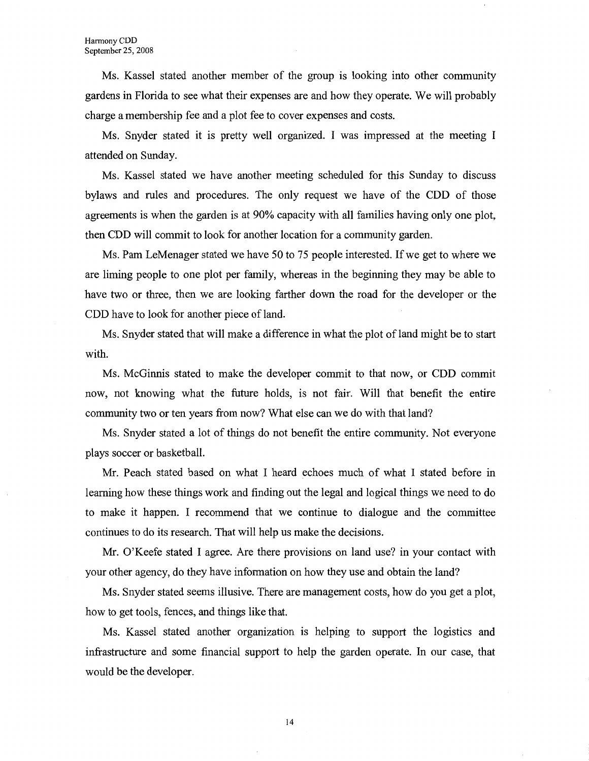Ms. Kassel stated another member of the group is looking into other community gardens in Florida to see what their expenses are and how they operate. We will probably charge a membership fee and a plot fee to cover expenses and costs.

Ms. Snyder stated it is pretty well organized. I was impressed at the meeting I attended on Sunday.

Ms. Kassel stated we have another meeting scheduled for this Sunday to discuss bylaws and rules and procedures. The only request we have of the CDD of those agreements is when the garden is at 90% capacity with all families having only one plot, then CDD will commit to look for another location for a community garden.

Ms. Pam LeMenager stated we have 50 to 75 people interested. If we get to where we are liming people to one plot per family, whereas in the beginning they may be able to have two or three, then we are looking farther down the road for the developer or the CDD have to look for another piece of land.

Ms. Snyder stated that will make a difference in what the plot of land might be to start with.

Ms. McGinnis stated to make the developer commit to that now, or CDD commit now, not knowing what the future holds, is not fair. Will that benefit the entire community two or ten years from now? What else can we do with that land?

Ms. Snyder stated a lot of things do not benefit the entire community. Not everyone plays soccer or basketball.

Mr. Peach stated based on what I heard echoes much of what I stated before in learning how these things work and finding out the legal and logical things we need to do to make it happen. I recommend that we continue to dialogue and the committee continues to do its research. That will help us make the decisions.

Mr. O'Keefe stated I agree. Are there provisions on land use? in your contact with your other agency, do they have information on how they use and obtain the land?

Ms. Snyder stated seems illusive. There are management costs, how do you get a plot, how to get tools, fences, and things like that.

Ms. Kassel stated another organization is helping to support the logistics and infrastructure and some financial support to help the garden operate. In our case, that would be the developer.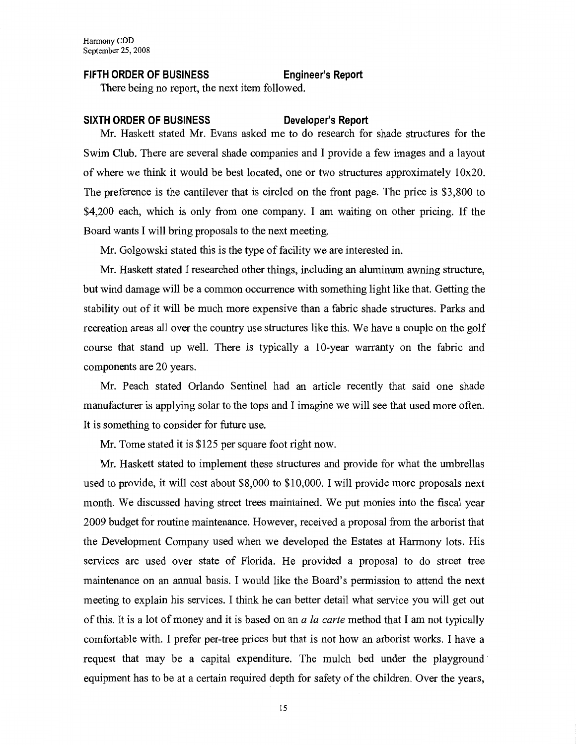**FIFTH ORDER OF BUSINESS** **Engineer's Report**

There being no report, the next item followed.

**SIXTH ORDER OF BUSINESS** **Developer's Report**

Mr. Haskett stated Mr. Evans asked me to do research for shade structures for the Swim Club. There are several shade companies and I provide a few images and a layout of where we think it would be best located, one or two structures approximately 10x20. The preference is the cantilever that is circled on the front page. The price is $3,800 to $4,200 each, which is only from one company. I am waiting on other pricing. If the Board wants I will bring proposals to the next meeting.

Mr. Golgowski stated this is the type of facility we are interested in.

Mr. Haskett stated I researched other things, including an aluminum awning structure, but wind damage will be a common occurrence with something light like that. Getting the stability out of it will be much more expensive than a fabric shade structures. Parks and recreation areas all over the country use structures like this. We have a couple on the golf course that stand up well. There is typically a 10-year warranty on the fabric and components are 20 years.

Mr. Peach stated Orlando Sentinel had an article recently that said one shade manufacturer is applying solar to the tops and I imagine we will see that used more often. It is something to consider for future use.

Mr. Tome stated it is $125 per square foot right now.

Mr. Haskett stated to implement these structures and provide for what the umbrellas used to provide, it will cost about $8,000 to $10,000. I will provide more proposals next month. We discussed having street trees maintained. We put monies into the fiscal year 2009 budget for routine maintenance. However, received a proposal from the arborist that the Development Company used when we developed the Estates at Harmony lots. His services are used over state of Florida. He provided a proposal to do street tree maintenance on an annual basis. I would like the Board's permission to attend the next meeting to explain his services. I think he can better detail what service you will get out of this. It is a lot of money and it is based on an *a la carte* method that I am not typically comfortable with. I prefer per-tree prices but that is not how an arborist works. I have a request that may be a capital expenditure. The mulch bed under the playground equipment has to be at a certain required depth for safety of the children. Over the years,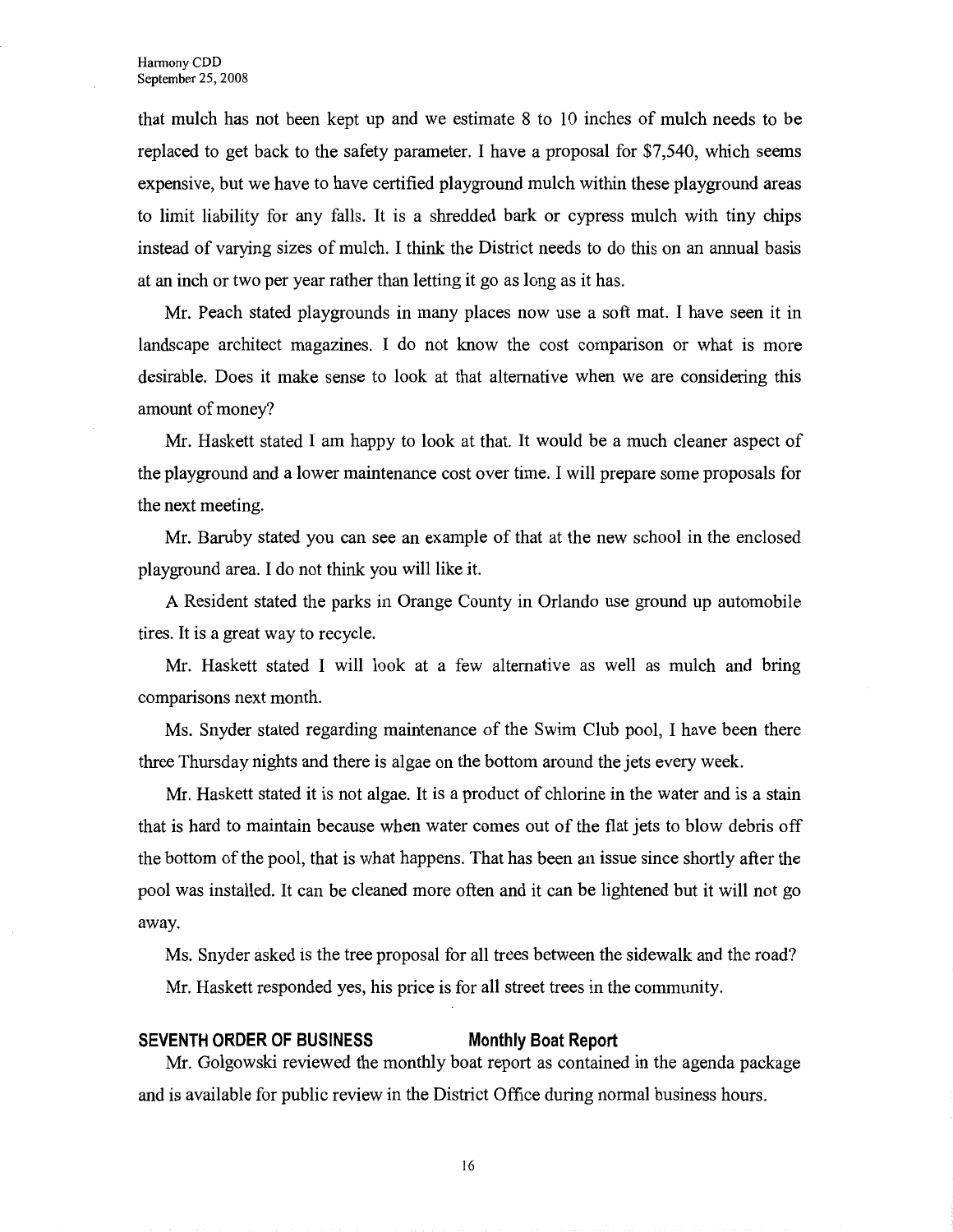that mulch has not been kept up and we estimate 8 to 10 inches of mulch needs to be replaced to get back to the safety parameter. I have a proposal for $7,540, which seems expensive, but we have to have certified playground mulch within these playground areas to limit liability for any falls. It is a shredded bark or cypress mulch with tiny chips instead of varying sizes of mulch. I think the District needs to do this on an annual basis at an inch or two per year rather than letting it go as long as it has.

Mr. Peach stated playgrounds in many places now use a soft mat. I have seen it in landscape architect magazines. I do not know the cost comparison or what is more desirable. Does it make sense to look at that alternative when we are considering this amount of money?

Mr. Haskett stated I am happy to look at that. It would be a much cleaner aspect of the playground and a lower maintenance cost over time. I will prepare some proposals for the next meeting.

Mr. Baruby stated you can see an example of that at the new school in the enclosed playground area. I do not think you will like it.

A Resident stated the parks in Orange County in Orlando use ground up automobile tires. It is a great way to recycle.

Mr. Haskett stated I will look at a few alternative as well as mulch and bring comparisons next month.

Ms. Snyder stated regarding maintenance of the Swim Club pool, I have been there three Thursday nights and there is algae on the bottom around the jets every week.

Mr. Haskett stated it is not algae. It is a product of chlorine in the water and is a stain that is hard to maintain because when water comes out of the flat jets to blow debris off the bottom of the pool, that is what happens. That has been an issue since shortly after the pool was installed. It can be cleaned more often and it can be lightened but it will not go away.

Ms. Snyder asked is the tree proposal for all trees between the sidewalk and the road?

Mr. Haskett responded yes, his price is for all street trees in the community.

## SEVENTH ORDER OF BUSINESS — Monthly Boat Report

Mr. Golgowski reviewed the monthly boat report as contained in the agenda package and is available for public review in the District Office during normal business hours.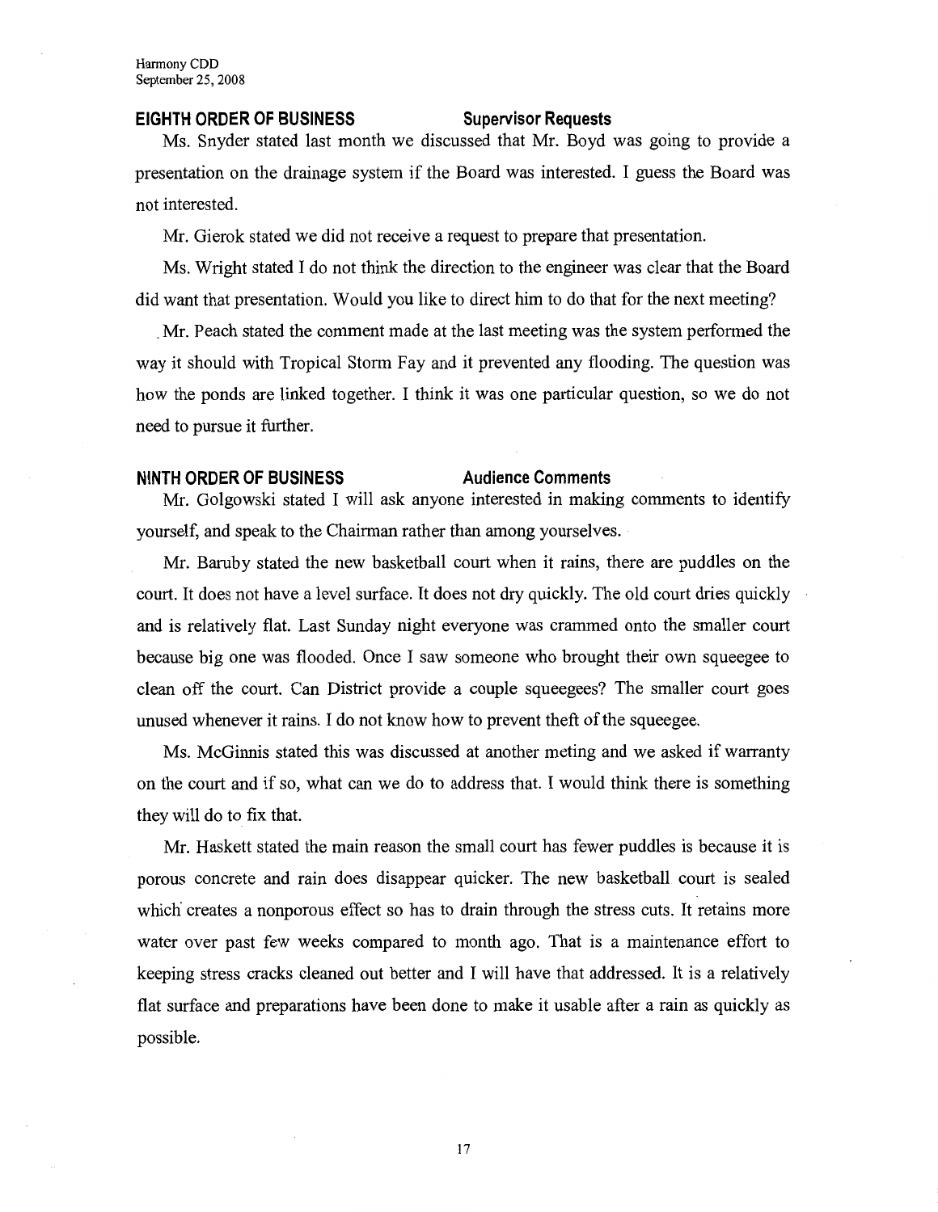**EIGHTH ORDER OF BUSINESS Supervisor Requests**

Ms. Snyder stated last month we discussed that Mr. Boyd was going to provide a presentation on the drainage system if the Board was interested. I guess the Board was not interested.

Mr. Gierok stated we did not receive a request to prepare that presentation.

Ms. Wright stated I do not think the direction to the engineer was clear that the Board did want that presentation. Would you like to direct him to do that for the next meeting?

Mr. Peach stated the comment made at the last meeting was the system performed the way it should with Tropical Storm Fay and it prevented any flooding. The question was how the ponds are linked together. I think it was one particular question, so we do not need to pursue it further.

**NINTH ORDER OF BUSINESS Audience Comments**

Mr. Golgowski stated I will ask anyone interested in making comments to identify yourself, and speak to the Chairman rather than among yourselves.

Mr. Baruby stated the new basketball court when it rains, there are puddles on the court. It does not have a level surface. It does not dry quickly. The old court dries quickly and is relatively flat. Last Sunday night everyone was crammed onto the smaller court because big one was flooded. Once I saw someone who brought their own squeegee to clean off the court. Can District provide a couple squeegees? The smaller court goes unused whenever it rains. I do not know how to prevent theft of the squeegee.

Ms. McGinnis stated this was discussed at another meting and we asked if warranty on the court and if so, what can we do to address that. I would think there is something they will do to fix that.

Mr. Haskett stated the main reason the small court has fewer puddles is because it is porous concrete and rain does disappear quicker. The new basketball court is sealed which creates a nonporous effect so has to drain through the stress cuts. It retains more water over past few weeks compared to month ago. That is a maintenance effort to keeping stress cracks cleaned out better and I will have that addressed. It is a relatively flat surface and preparations have been done to make it usable after a rain as quickly as possible.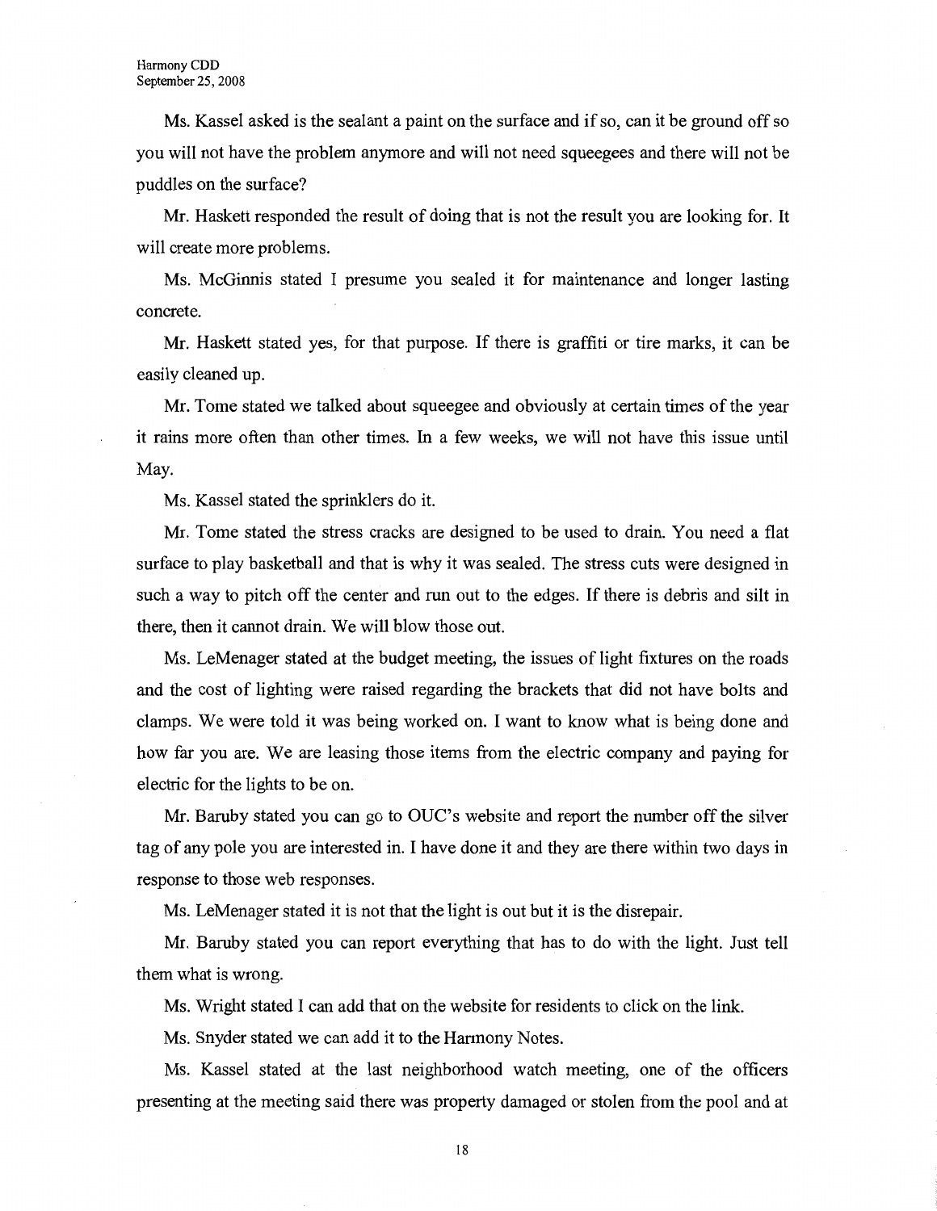Ms. Kassel asked is the sealant a paint on the surface and if so, can it be ground off so you will not have the problem anymore and will not need squeegees and there will not be puddles on the surface?

Mr. Haskett responded the result of doing that is not the result you are looking for. It will create more problems.

Ms. McGinnis stated I presume you sealed it for maintenance and longer lasting concrete.

Mr. Haskett stated yes, for that purpose. If there is graffiti or tire marks, it can be easily cleaned up.

Mr. Tome stated we talked about squeegee and obviously at certain times of the year it rains more often than other times. In a few weeks, we will not have this issue until May.

Ms. Kassel stated the sprinklers do it.

Mr. Tome stated the stress cracks are designed to be used to drain. You need a flat surface to play basketball and that is why it was sealed. The stress cuts were designed in such a way to pitch off the center and run out to the edges. If there is debris and silt in there, then it cannot drain. We will blow those out.

Ms. LeMenager stated at the budget meeting, the issues of light fixtures on the roads and the cost of lighting were raised regarding the brackets that did not have bolts and clamps. We were told it was being worked on. I want to know what is being done and how far you are. We are leasing those items from the electric company and paying for electric for the lights to be on.

Mr. Baruby stated you can go to OUC's website and report the number off the silver tag of any pole you are interested in. I have done it and they are there within two days in response to those web responses.

Ms. LeMenager stated it is not that the light is out but it is the disrepair.

Mr. Baruby stated you can report everything that has to do with the light. Just tell them what is wrong.

Ms. Wright stated I can add that on the website for residents to click on the link.

Ms. Snyder stated we can add it to the Harmony Notes.

Ms. Kassel stated at the last neighborhood watch meeting, one of the officers presenting at the meeting said there was property damaged or stolen from the pool and at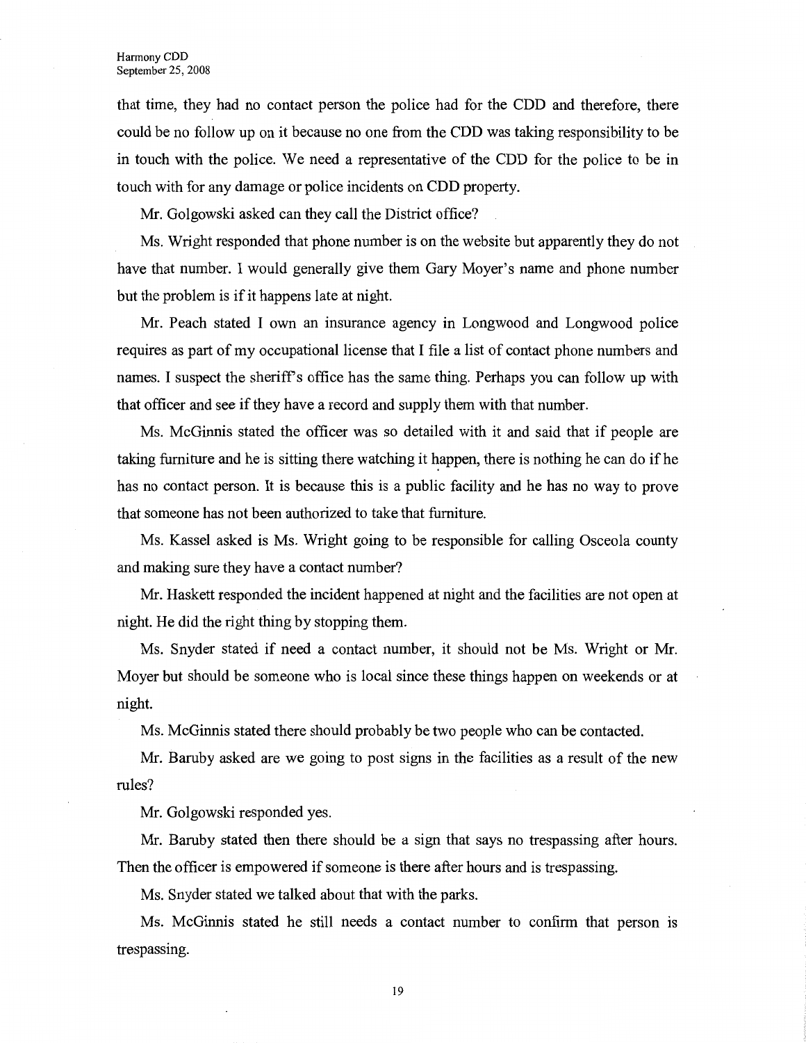that time, they had no contact person the police had for the CDD and therefore, there could be no follow up on it because no one from the CDD was taking responsibility to be in touch with the police. We need a representative of the CDD for the police to be in touch with for any damage or police incidents on CDD property.

Mr. Golgowski asked can they call the District office?

Ms. Wright responded that phone number is on the website but apparently they do not have that number. I would generally give them Gary Moyer's name and phone number but the problem is if it happens late at night.

Mr. Peach stated I own an insurance agency in Longwood and Longwood police requires as part of my occupational license that I file a list of contact phone numbers and names. I suspect the sheriff's office has the same thing. Perhaps you can follow up with that officer and see if they have a record and supply them with that number.

Ms. McGinnis stated the officer was so detailed with it and said that if people are taking furniture and he is sitting there watching it happen, there is nothing he can do if he has no contact person. It is because this is a public facility and he has no way to prove that someone has not been authorized to take that furniture.

Ms. Kassel asked is Ms. Wright going to be responsible for calling Osceola county and making sure they have a contact number?

Mr. Haskett responded the incident happened at night and the facilities are not open at night. He did the right thing by stopping them.

Ms. Snyder stated if need a contact number, it should not be Ms. Wright or Mr. Moyer but should be someone who is local since these things happen on weekends or at night.

Ms. McGinnis stated there should probably be two people who can be contacted.

Mr. Baruby asked are we going to post signs in the facilities as a result of the new rules?

Mr. Golgowski responded yes.

Mr. Baruby stated then there should be a sign that says no trespassing after hours. Then the officer is empowered if someone is there after hours and is trespassing.

Ms. Snyder stated we talked about that with the parks.

Ms. McGinnis stated he still needs a contact number to confirm that person is trespassing.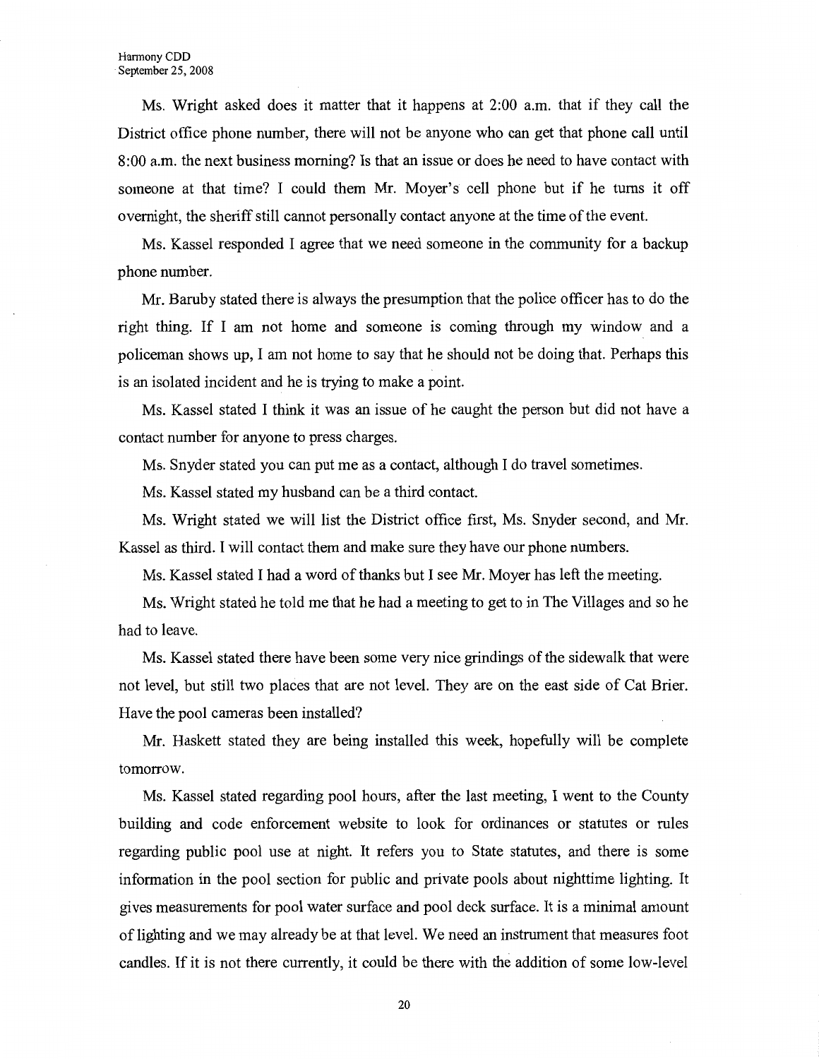Ms. Wright asked does it matter that it happens at 2:00 a.m. that if they call the District office phone number, there will not be anyone who can get that phone call until 8:00 a.m. the next business morning? Is that an issue or does he need to have contact with someone at that time? I could them Mr. Moyer's cell phone but if he turns it off overnight, the sheriff still cannot personally contact anyone at the time of the event.

Ms. Kassel responded I agree that we need someone in the community for a backup phone number.

Mr. Baruby stated there is always the presumption that the police officer has to do the right thing. If I am not home and someone is coming through my window and a policeman shows up, I am not home to say that he should not be doing that. Perhaps this is an isolated incident and he is trying to make a point.

Ms. Kassel stated I think it was an issue of he caught the person but did not have a contact number for anyone to press charges.

Ms. Snyder stated you can put me as a contact, although I do travel sometimes.

Ms. Kassel stated my husband can be a third contact.

Ms. Wright stated we will list the District office first, Ms. Snyder second, and Mr. Kassel as third. I will contact them and make sure they have our phone numbers.

Ms. Kassel stated I had a word of thanks but I see Mr. Moyer has left the meeting.

Ms. Wright stated he told me that he had a meeting to get to in The Villages and so he had to leave.

Ms. Kassel stated there have been some very nice grindings of the sidewalk that were not level, but still two places that are not level. They are on the east side of Cat Brier. Have the pool cameras been installed?

Mr. Haskett stated they are being installed this week, hopefully will be complete tomorrow.

Ms. Kassel stated regarding pool hours, after the last meeting, I went to the County building and code enforcement website to look for ordinances or statutes or rules regarding public pool use at night. It refers you to State statutes, and there is some information in the pool section for public and private pools about nighttime lighting. It gives measurements for pool water surface and pool deck surface. It is a minimal amount of lighting and we may already be at that level. We need an instrument that measures foot candles. If it is not there currently, it could be there with the addition of some low-level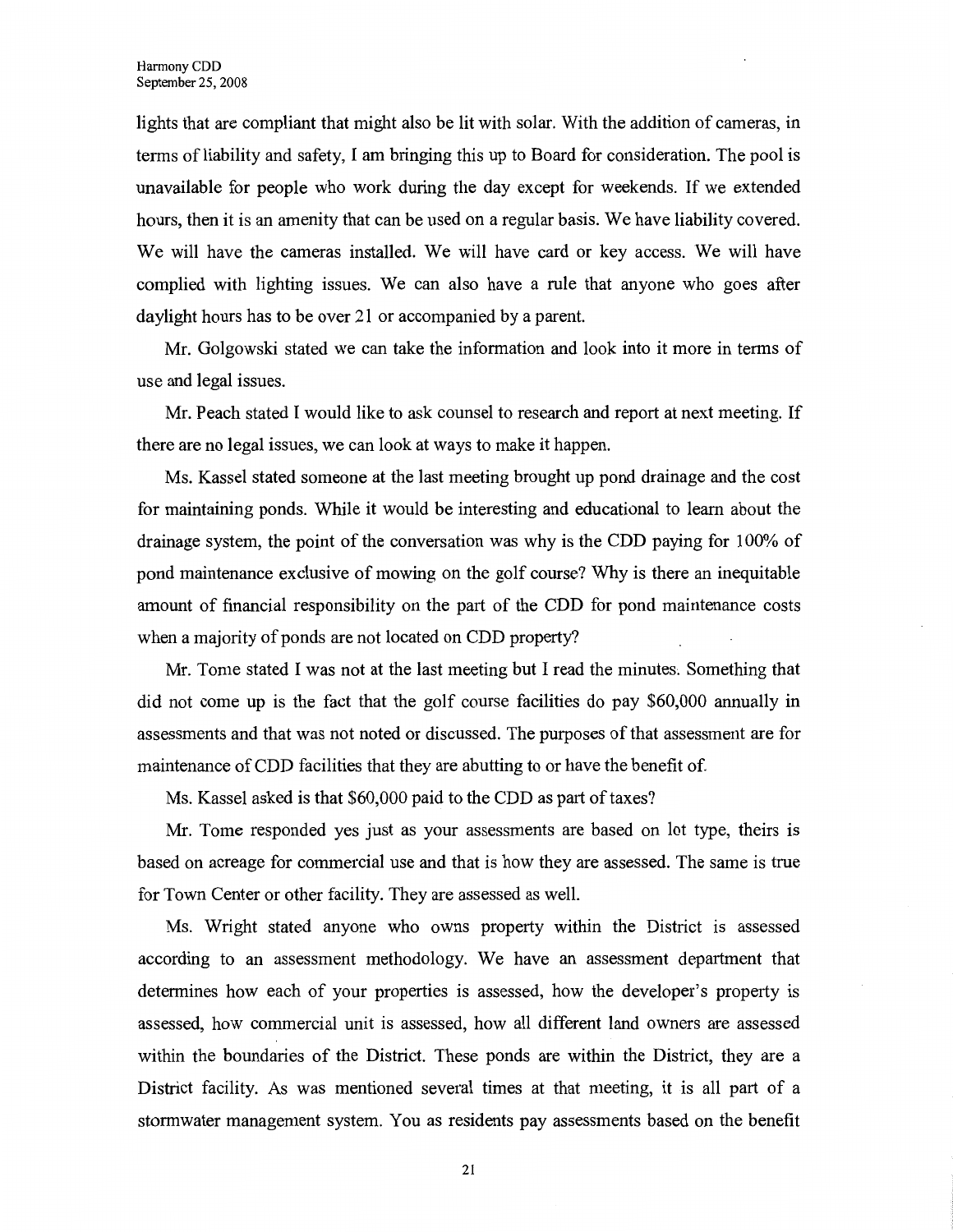lights that are compliant that might also be lit with solar. With the addition of cameras, in terms of liability and safety, I am bringing this up to Board for consideration. The pool is unavailable for people who work during the day except for weekends. If we extended hours, then it is an amenity that can be used on a regular basis. We have liability covered. We will have the cameras installed. We will have card or key access. We will have complied with lighting issues. We can also have a rule that anyone who goes after daylight hours has to be over 21 or accompanied by a parent.

Mr. Golgowski stated we can take the information and look into it more in terms of use and legal issues.

Mr. Peach stated I would like to ask counsel to research and report at next meeting. If there are no legal issues, we can look at ways to make it happen.

Ms. Kassel stated someone at the last meeting brought up pond drainage and the cost for maintaining ponds. While it would be interesting and educational to learn about the drainage system, the point of the conversation was why is the CDD paying for 100% of pond maintenance exclusive of mowing on the golf course? Why is there an inequitable amount of financial responsibility on the part of the CDD for pond maintenance costs when a majority of ponds are not located on CDD property?

Mr. Tome stated I was not at the last meeting but I read the minutes. Something that did not come up is the fact that the golf course facilities do pay $60,000 annually in assessments and that was not noted or discussed. The purposes of that assessment are for maintenance of CDD facilities that they are abutting to or have the benefit of.

Ms. Kassel asked is that $60,000 paid to the CDD as part of taxes?

Mr. Tome responded yes just as your assessments are based on lot type, theirs is based on acreage for commercial use and that is how they are assessed. The same is true for Town Center or other facility. They are assessed as well.

Ms. Wright stated anyone who owns property within the District is assessed according to an assessment methodology. We have an assessment department that determines how each of your properties is assessed, how the developer's property is assessed, how commercial unit is assessed, how all different land owners are assessed within the boundaries of the District. These ponds are within the District, they are a District facility. As was mentioned several times at that meeting, it is all part of a stormwater management system. You as residents pay assessments based on the benefit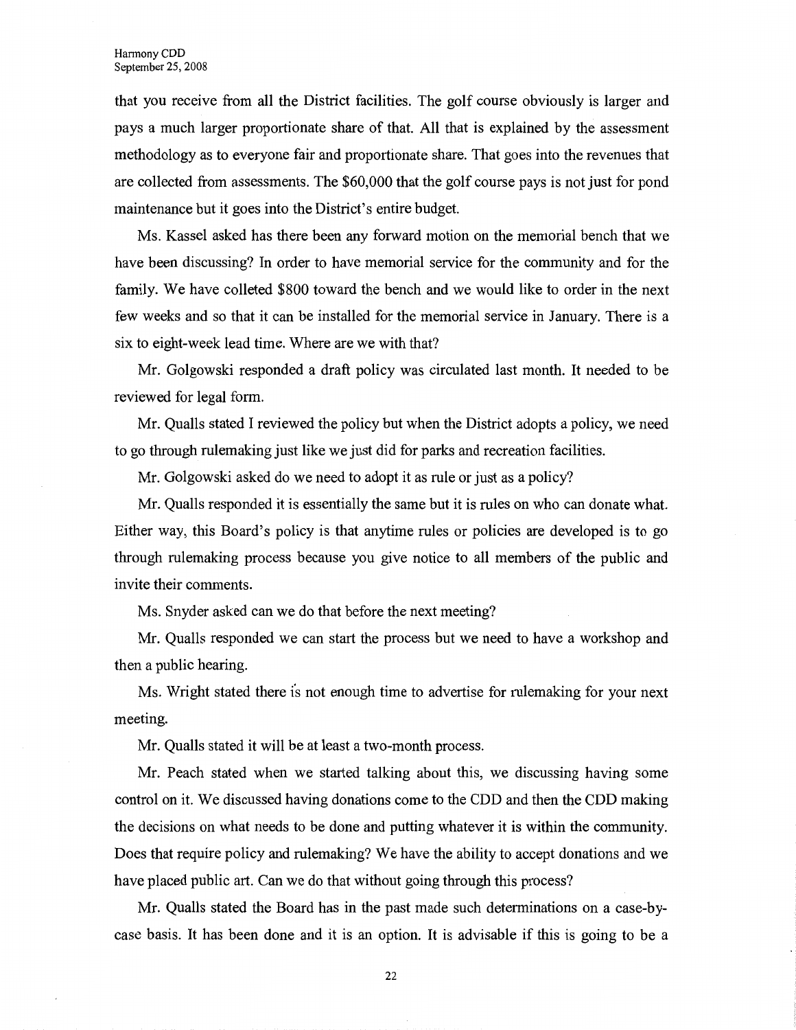that you receive from all the District facilities. The golf course obviously is larger and pays a much larger proportionate share of that. All that is explained by the assessment methodology as to everyone fair and proportionate share. That goes into the revenues that are collected from assessments. The $60,000 that the golf course pays is not just for pond maintenance but it goes into the District's entire budget.

Ms. Kassel asked has there been any forward motion on the memorial bench that we have been discussing? In order to have memorial service for the community and for the family. We have colleted $800 toward the bench and we would like to order in the next few weeks and so that it can be installed for the memorial service in January. There is a six to eight-week lead time. Where are we with that?

Mr. Golgowski responded a draft policy was circulated last month. It needed to be reviewed for legal form.

Mr. Qualls stated I reviewed the policy but when the District adopts a policy, we need to go through rulemaking just like we just did for parks and recreation facilities.

Mr. Golgowski asked do we need to adopt it as rule or just as a policy?

Mr. Qualls responded it is essentially the same but it is rules on who can donate what. Either way, this Board's policy is that anytime rules or policies are developed is to go through rulemaking process because you give notice to all members of the public and invite their comments.

Ms. Snyder asked can we do that before the next meeting?

Mr. Qualls responded we can start the process but we need to have a workshop and then a public hearing.

Ms. Wright stated there is not enough time to advertise for rulemaking for your next meeting.

Mr. Qualls stated it will be at least a two-month process.

Mr. Peach stated when we started talking about this, we discussing having some control on it. We discussed having donations come to the CDD and then the CDD making the decisions on what needs to be done and putting whatever it is within the community. Does that require policy and rulemaking? We have the ability to accept donations and we have placed public art. Can we do that without going through this process?

Mr. Qualls stated the Board has in the past made such determinations on a case-by-case basis. It has been done and it is an option. It is advisable if this is going to be a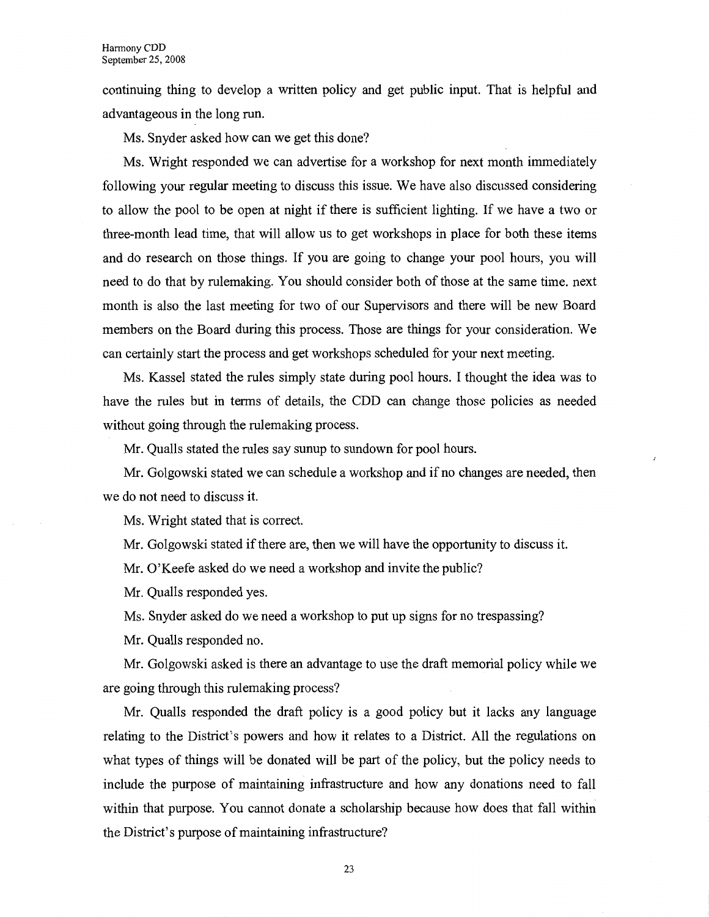continuing thing to develop a written policy and get public input. That is helpful and advantageous in the long run.

Ms. Snyder asked how can we get this done?

Ms. Wright responded we can advertise for a workshop for next month immediately following your regular meeting to discuss this issue. We have also discussed considering to allow the pool to be open at night if there is sufficient lighting. If we have a two or three-month lead time, that will allow us to get workshops in place for both these items and do research on those things. If you are going to change your pool hours, you will need to do that by rulemaking. You should consider both of those at the same time. next month is also the last meeting for two of our Supervisors and there will be new Board members on the Board during this process. Those are things for your consideration. We can certainly start the process and get workshops scheduled for your next meeting.

Ms. Kassel stated the rules simply state during pool hours. I thought the idea was to have the rules but in terms of details, the CDD can change those policies as needed without going through the rulemaking process.

Mr. Qualls stated the rules say sunup to sundown for pool hours.

Mr. Golgowski stated we can schedule a workshop and if no changes are needed, then we do not need to discuss it.

Ms. Wright stated that is correct.

Mr. Golgowski stated if there are, then we will have the opportunity to discuss it.

Mr. O'Keefe asked do we need a workshop and invite the public?

Mr. Qualls responded yes.

Ms. Snyder asked do we need a workshop to put up signs for no trespassing?

Mr. Qualls responded no.

Mr. Golgowski asked is there an advantage to use the draft memorial policy while we are going through this rulemaking process?

Mr. Qualls responded the draft policy is a good policy but it lacks any language relating to the District's powers and how it relates to a District. All the regulations on what types of things will be donated will be part of the policy, but the policy needs to include the purpose of maintaining infrastructure and how any donations need to fall within that purpose. You cannot donate a scholarship because how does that fall within the District's purpose of maintaining infrastructure?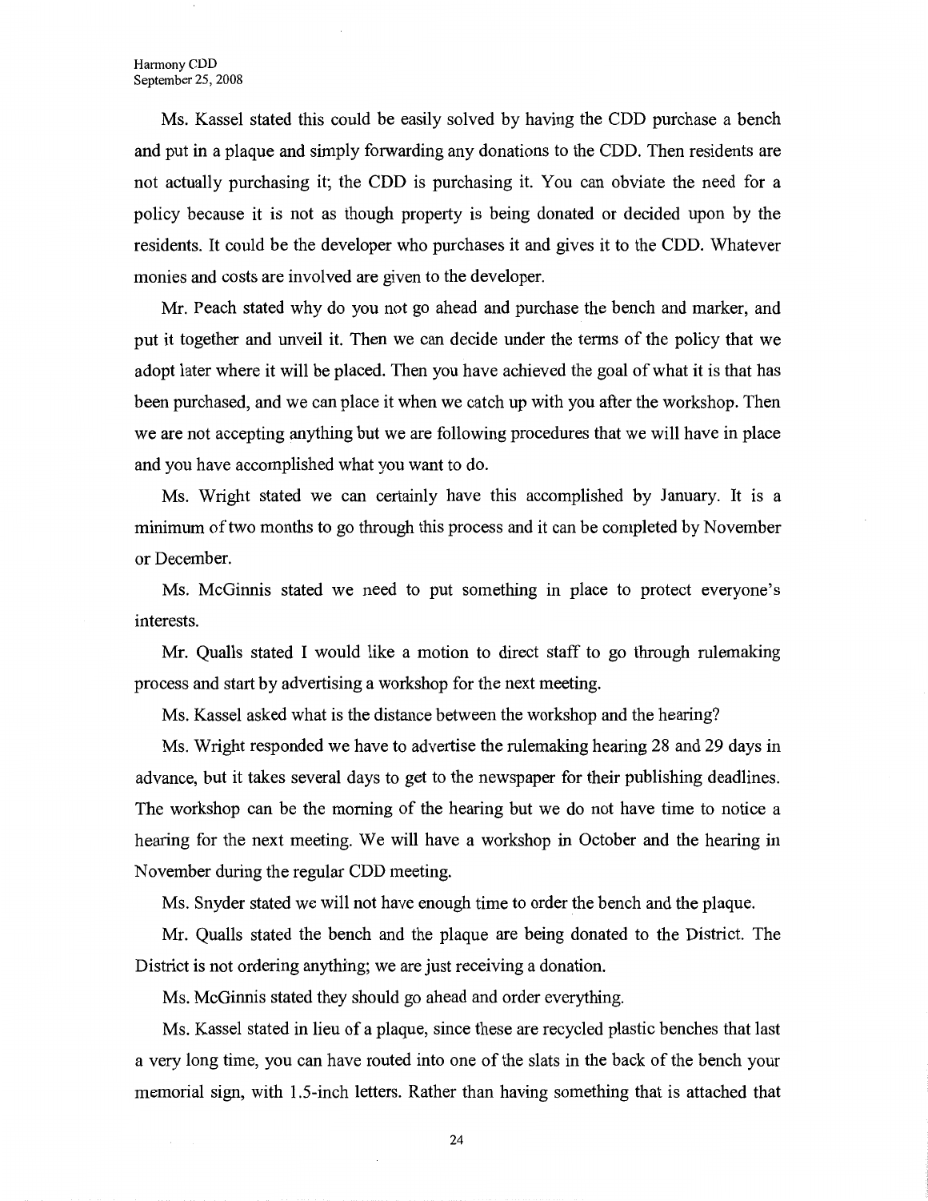Ms. Kassel stated this could be easily solved by having the CDD purchase a bench and put in a plaque and simply forwarding any donations to the CDD. Then residents are not actually purchasing it; the CDD is purchasing it. You can obviate the need for a policy because it is not as though property is being donated or decided upon by the residents. It could be the developer who purchases it and gives it to the CDD. Whatever monies and costs are involved are given to the developer.

Mr. Peach stated why do you not go ahead and purchase the bench and marker, and put it together and unveil it. Then we can decide under the terms of the policy that we adopt later where it will be placed. Then you have achieved the goal of what it is that has been purchased, and we can place it when we catch up with you after the workshop. Then we are not accepting anything but we are following procedures that we will have in place and you have accomplished what you want to do.

Ms. Wright stated we can certainly have this accomplished by January. It is a minimum of two months to go through this process and it can be completed by November or December.

Ms. McGinnis stated we need to put something in place to protect everyone's interests.

Mr. Qualls stated I would like a motion to direct staff to go through rulemaking process and start by advertising a workshop for the next meeting.

Ms. Kassel asked what is the distance between the workshop and the hearing?

Ms. Wright responded we have to advertise the rulemaking hearing 28 and 29 days in advance, but it takes several days to get to the newspaper for their publishing deadlines. The workshop can be the morning of the hearing but we do not have time to notice a hearing for the next meeting. We will have a workshop in October and the hearing in November during the regular CDD meeting.

Ms. Snyder stated we will not have enough time to order the bench and the plaque.

Mr. Qualls stated the bench and the plaque are being donated to the District. The District is not ordering anything; we are just receiving a donation.

Ms. McGinnis stated they should go ahead and order everything.

Ms. Kassel stated in lieu of a plaque, since these are recycled plastic benches that last a very long time, you can have routed into one of the slats in the back of the bench your memorial sign, with 1.5-inch letters. Rather than having something that is attached that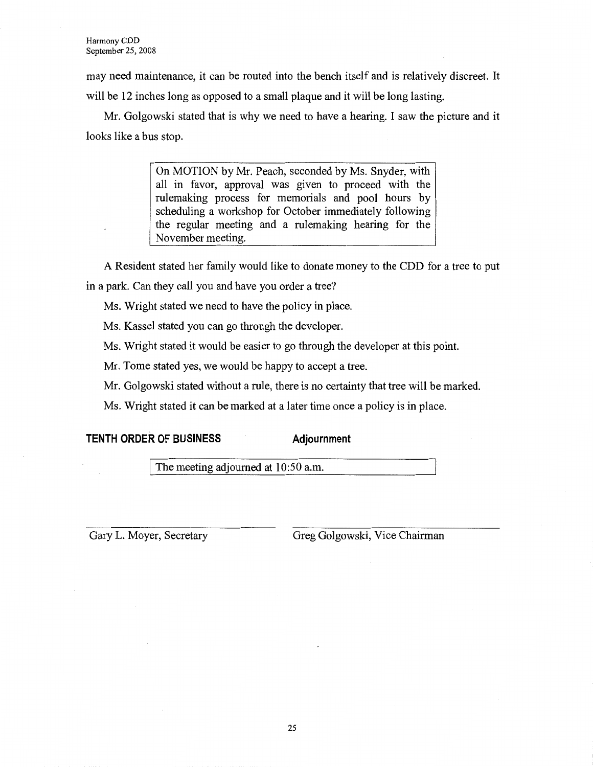may need maintenance, it can be routed into the bench itself and is relatively discreet. It will be 12 inches long as opposed to a small plaque and it will be long lasting.

Mr. Golgowski stated that is why we need to have a hearing. I saw the picture and it looks like a bus stop.

> On MOTION by Mr. Peach, seconded by Ms. Snyder, with all in favor, approval was given to proceed with the rulemaking process for memorials and pool hours by scheduling a workshop for October immediately following the regular meeting and a rulemaking hearing for the November meeting.

A Resident stated her family would like to donate money to the CDD for a tree to put in a park. Can they call you and have you order a tree?

Ms. Wright stated we need to have the policy in place.

Ms. Kassel stated you can go through the developer.

Ms. Wright stated it would be easier to go through the developer at this point.

Mr. Tome stated yes, we would be happy to accept a tree.

Mr. Golgowski stated without a rule, there is no certainty that tree will be marked.

Ms. Wright stated it can be marked at a later time once a policy is in place.

## TENTH ORDER OF BUSINESS — Adjournment

> The meeting adjourned at 10:50 a.m.

\_\_\_\_\_\_\_\_\_\_\_\_\_\_\_\_\_\_\_\_\_\_\_\_\_\_\_\_  
Gary L. Moyer, Secretary

\_\_\_\_\_\_\_\_\_\_\_\_\_\_\_\_\_\_\_\_\_\_\_\_\_\_\_\_  
Greg Golgowski, Vice Chairman